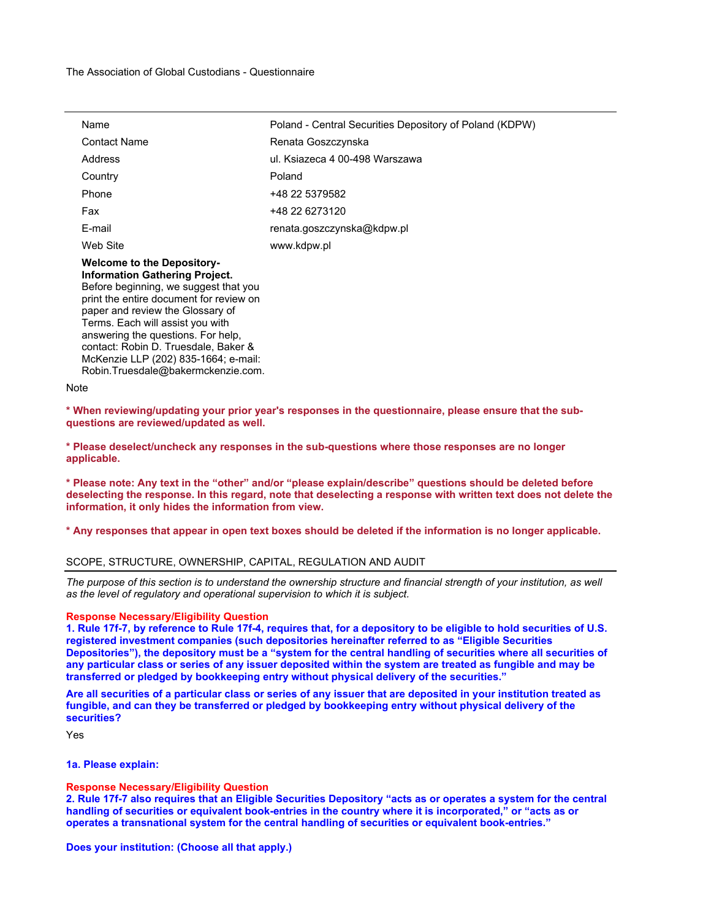The Association of Global Custodians - Questionnaire

| | |
|---|---|
| Name | Poland - Central Securities Depository of Poland (KDPW) |
| Contact Name | Renata Goszczynska |
| Address | ul. Ksiazeca 4 00-498 Warszawa |
| Country | Poland |
| Phone | +48 22 5379582 |
| Fax | +48 22 6273120 |
| E-mail | renata.goszczynska@kdpw.pl |
| Web Site | www.kdpw.pl |

**Welcome to the Depository-Information Gathering Project.**
Before beginning, we suggest that you print the entire document for review on paper and review the Glossary of Terms. Each will assist you with answering the questions. For help, contact: Robin D. Truesdale, Baker & McKenzie LLP (202) 835-1664; e-mail: Robin.Truesdale@bakermckenzie.com.

Note

**\* When reviewing/updating your prior year's responses in the questionnaire, please ensure that the sub-questions are reviewed/updated as well.**

**\* Please deselect/uncheck any responses in the sub-questions where those responses are no longer applicable.**

**\* Please note: Any text in the "other" and/or "please explain/describe" questions should be deleted before deselecting the response. In this regard, note that deselecting a response with written text does not delete the information, it only hides the information from view.**

**\* Any responses that appear in open text boxes should be deleted if the information is no longer applicable.**

## SCOPE, STRUCTURE, OWNERSHIP, CAPITAL, REGULATION AND AUDIT

*The purpose of this section is to understand the ownership structure and financial strength of your institution, as well as the level of regulatory and operational supervision to which it is subject.*

**Response Necessary/Eligibility Question**
**1. Rule 17f-7, by reference to Rule 17f-4, requires that, for a depository to be eligible to hold securities of U.S. registered investment companies (such depositories hereinafter referred to as "Eligible Securities Depositories"), the depository must be a "system for the central handling of securities where all securities of any particular class or series of any issuer deposited within the system are treated as fungible and may be transferred or pledged by bookkeeping entry without physical delivery of the securities."**

**Are all securities of a particular class or series of any issuer that are deposited in your institution treated as fungible, and can they be transferred or pledged by bookkeeping entry without physical delivery of the securities?**

Yes

**1a. Please explain:**

**Response Necessary/Eligibility Question**
**2. Rule 17f-7 also requires that an Eligible Securities Depository "acts as or operates a system for the central handling of securities or equivalent book-entries in the country where it is incorporated," or "acts as or operates a transnational system for the central handling of securities or equivalent book-entries."**

**Does your institution: (Choose all that apply.)**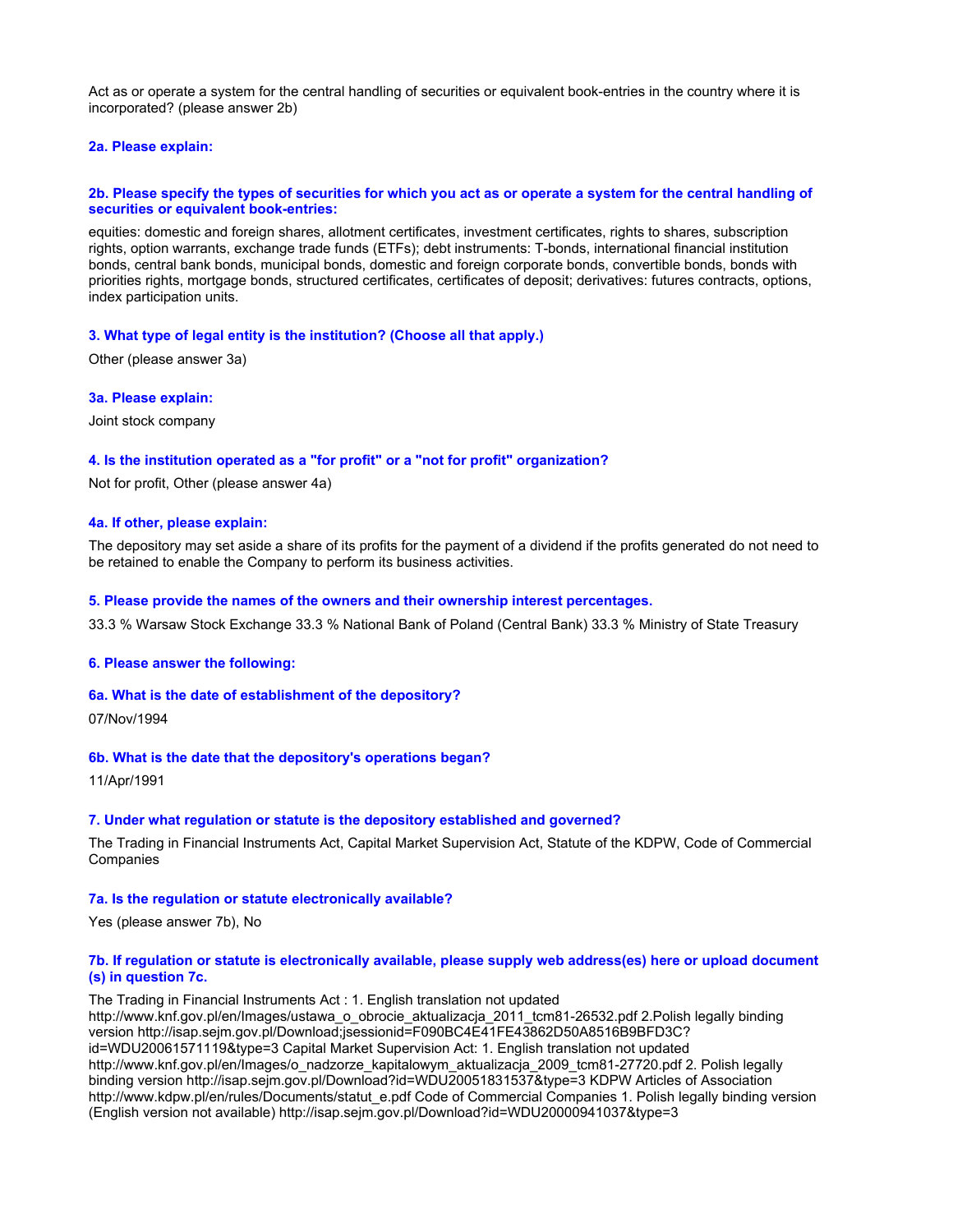Act as or operate a system for the central handling of securities or equivalent book-entries in the country where it is incorporated? (please answer 2b)

### 2a. Please explain:

### 2b. Please specify the types of securities for which you act as or operate a system for the central handling of securities or equivalent book-entries:

equities: domestic and foreign shares, allotment certificates, investment certificates, rights to shares, subscription rights, option warrants, exchange trade funds (ETFs); debt instruments: T-bonds, international financial institution bonds, central bank bonds, municipal bonds, domestic and foreign corporate bonds, convertible bonds, bonds with priorities rights, mortgage bonds, structured certificates, certificates of deposit; derivatives: futures contracts, options, index participation units.

### 3. What type of legal entity is the institution? (Choose all that apply.)

Other (please answer 3a)

### 3a. Please explain:

Joint stock company

### 4. Is the institution operated as a "for profit" or a "not for profit" organization?

Not for profit, Other (please answer 4a)

### 4a. If other, please explain:

The depository may set aside a share of its profits for the payment of a dividend if the profits generated do not need to be retained to enable the Company to perform its business activities.

### 5. Please provide the names of the owners and their ownership interest percentages.

33.3 % Warsaw Stock Exchange 33.3 % National Bank of Poland (Central Bank) 33.3 % Ministry of State Treasury

### 6. Please answer the following:

### 6a. What is the date of establishment of the depository?

07/Nov/1994

### 6b. What is the date that the depository's operations began?

11/Apr/1991

### 7. Under what regulation or statute is the depository established and governed?

The Trading in Financial Instruments Act, Capital Market Supervision Act, Statute of the KDPW, Code of Commercial Companies

### 7a. Is the regulation or statute electronically available?

Yes (please answer 7b), No

### 7b. If regulation or statute is electronically available, please supply web address(es) here or upload document (s) in question 7c.

The Trading in Financial Instruments Act : 1. English translation not updated http://www.knf.gov.pl/en/Images/ustawa_o_obrocie_aktualizacja_2011_tcm81-26532.pdf 2.Polish legally binding version http://isap.sejm.gov.pl/Download;jsessionid=F090BC4E41FE43862D50A8516B9BFD3C?id=WDU20061571119&type=3 Capital Market Supervision Act: 1. English translation not updated http://www.knf.gov.pl/en/Images/o_nadzorze_kapitalowym_aktualizacja_2009_tcm81-27720.pdf 2. Polish legally binding version http://isap.sejm.gov.pl/Download?id=WDU20051831537&type=3 KDPW Articles of Association http://www.kdpw.pl/en/rules/Documents/statut_e.pdf Code of Commercial Companies 1. Polish legally binding version (English version not available) http://isap.sejm.gov.pl/Download?id=WDU20000941037&type=3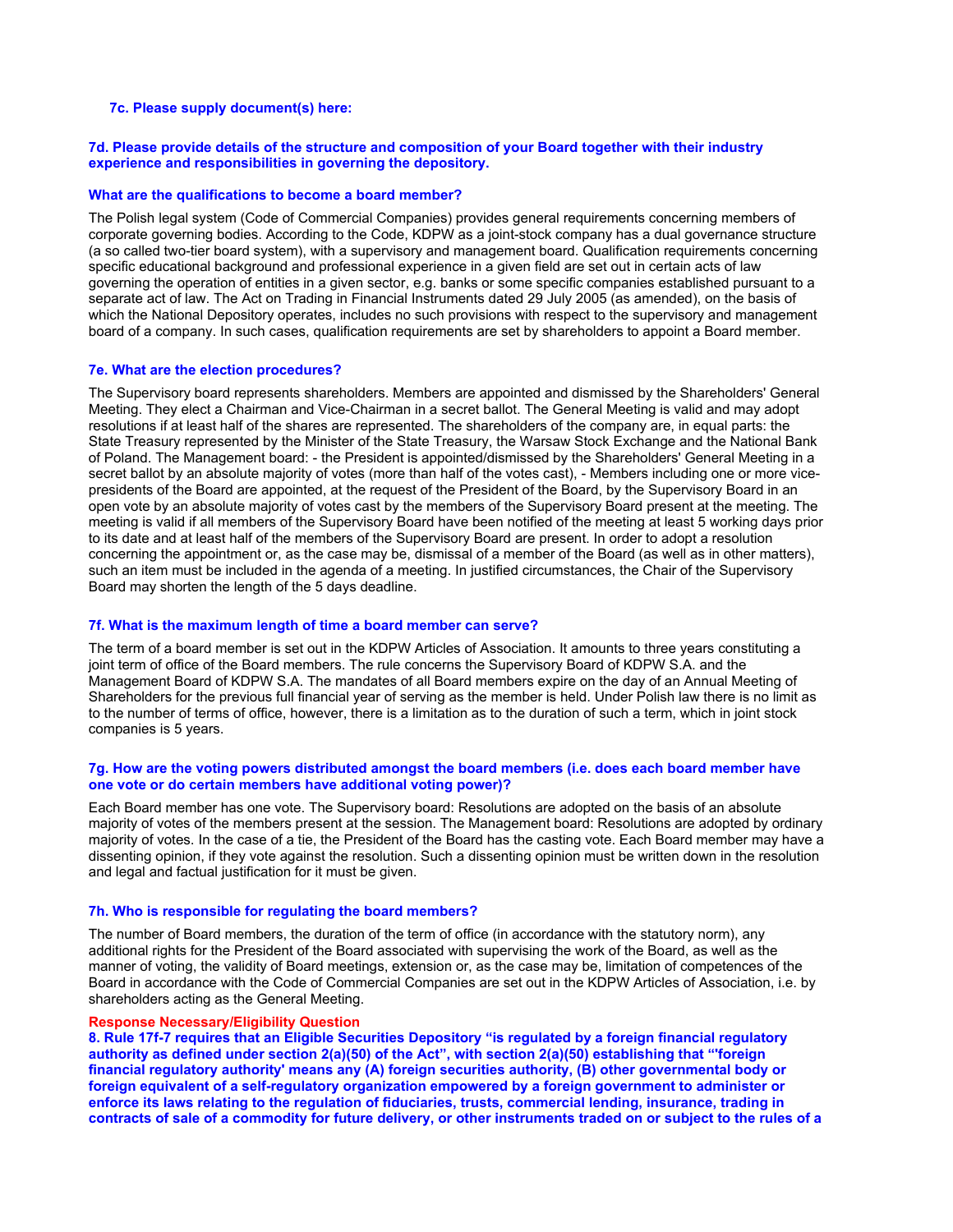**7c. Please supply document(s) here:**

**7d. Please provide details of the structure and composition of your Board together with their industry experience and responsibilities in governing the depository.**

**What are the qualifications to become a board member?**

The Polish legal system (Code of Commercial Companies) provides general requirements concerning members of corporate governing bodies. According to the Code, KDPW as a joint-stock company has a dual governance structure (a so called two-tier board system), with a supervisory and management board. Qualification requirements concerning specific educational background and professional experience in a given field are set out in certain acts of law governing the operation of entities in a given sector, e.g. banks or some specific companies established pursuant to a separate act of law. The Act on Trading in Financial Instruments dated 29 July 2005 (as amended), on the basis of which the National Depository operates, includes no such provisions with respect to the supervisory and management board of a company. In such cases, qualification requirements are set by shareholders to appoint a Board member.

**7e. What are the election procedures?**

The Supervisory board represents shareholders. Members are appointed and dismissed by the Shareholders' General Meeting. They elect a Chairman and Vice-Chairman in a secret ballot. The General Meeting is valid and may adopt resolutions if at least half of the shares are represented. The shareholders of the company are, in equal parts: the State Treasury represented by the Minister of the State Treasury, the Warsaw Stock Exchange and the National Bank of Poland. The Management board: - the President is appointed/dismissed by the Shareholders' General Meeting in a secret ballot by an absolute majority of votes (more than half of the votes cast), - Members including one or more vice-presidents of the Board are appointed, at the request of the President of the Board, by the Supervisory Board in an open vote by an absolute majority of votes cast by the members of the Supervisory Board present at the meeting. The meeting is valid if all members of the Supervisory Board have been notified of the meeting at least 5 working days prior to its date and at least half of the members of the Supervisory Board are present. In order to adopt a resolution concerning the appointment or, as the case may be, dismissal of a member of the Board (as well as in other matters), such an item must be included in the agenda of a meeting. In justified circumstances, the Chair of the Supervisory Board may shorten the length of the 5 days deadline.

**7f. What is the maximum length of time a board member can serve?**

The term of a board member is set out in the KDPW Articles of Association. It amounts to three years constituting a joint term of office of the Board members. The rule concerns the Supervisory Board of KDPW S.A. and the Management Board of KDPW S.A. The mandates of all Board members expire on the day of an Annual Meeting of Shareholders for the previous full financial year of serving as the member is held. Under Polish law there is no limit as to the number of terms of office, however, there is a limitation as to the duration of such a term, which in joint stock companies is 5 years.

**7g. How are the voting powers distributed amongst the board members (i.e. does each board member have one vote or do certain members have additional voting power)?**

Each Board member has one vote. The Supervisory board: Resolutions are adopted on the basis of an absolute majority of votes of the members present at the session. The Management board: Resolutions are adopted by ordinary majority of votes. In the case of a tie, the President of the Board has the casting vote. Each Board member may have a dissenting opinion, if they vote against the resolution. Such a dissenting opinion must be written down in the resolution and legal and factual justification for it must be given.

**7h. Who is responsible for regulating the board members?**

The number of Board members, the duration of the term of office (in accordance with the statutory norm), any additional rights for the President of the Board associated with supervising the work of the Board, as well as the manner of voting, the validity of Board meetings, extension or, as the case may be, limitation of competences of the Board in accordance with the Code of Commercial Companies are set out in the KDPW Articles of Association, i.e. by shareholders acting as the General Meeting.

**Response Necessary/Eligibility Question**

**8. Rule 17f-7 requires that an Eligible Securities Depository "is regulated by a foreign financial regulatory authority as defined under section 2(a)(50) of the Act", with section 2(a)(50) establishing that "'foreign financial regulatory authority' means any (A) foreign securities authority, (B) other governmental body or foreign equivalent of a self-regulatory organization empowered by a foreign government to administer or enforce its laws relating to the regulation of fiduciaries, trusts, commercial lending, insurance, trading in contracts of sale of a commodity for future delivery, or other instruments traded on or subject to the rules of a**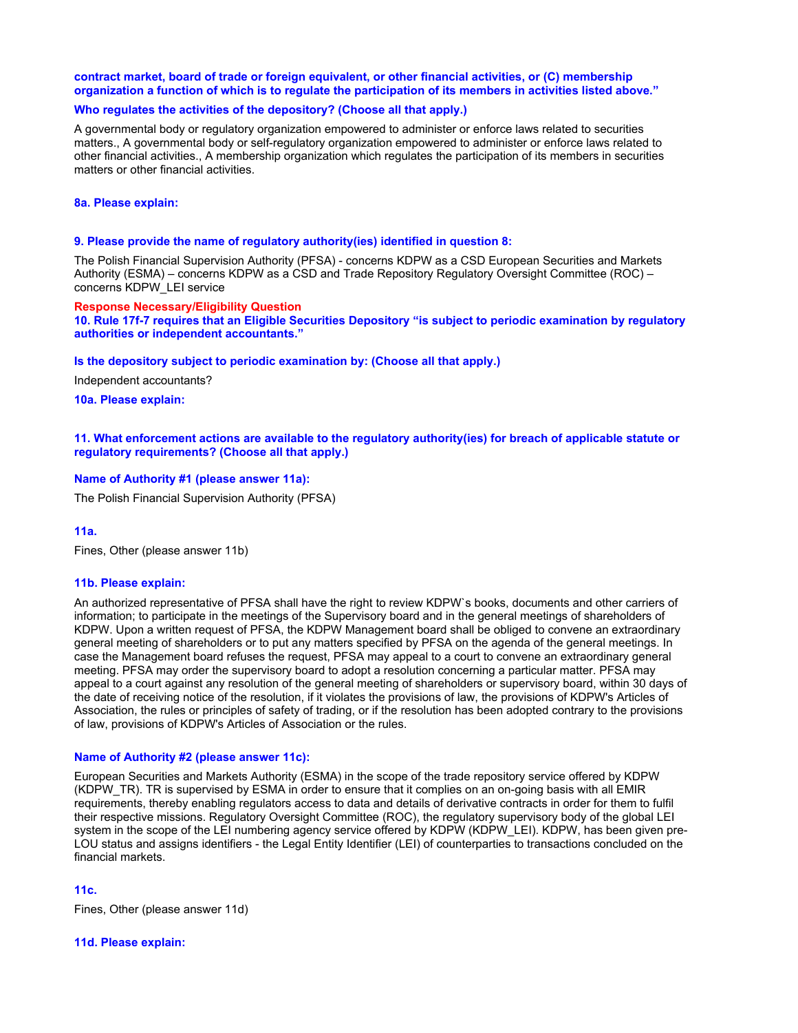**contract market, board of trade or foreign equivalent, or other financial activities, or (C) membership organization a function of which is to regulate the participation of its members in activities listed above."**

**Who regulates the activities of the depository? (Choose all that apply.)**

A governmental body or regulatory organization empowered to administer or enforce laws related to securities matters., A governmental body or self-regulatory organization empowered to administer or enforce laws related to other financial activities., A membership organization which regulates the participation of its members in securities matters or other financial activities.

**8a. Please explain:**

**9. Please provide the name of regulatory authority(ies) identified in question 8:**

The Polish Financial Supervision Authority (PFSA) - concerns KDPW as a CSD European Securities and Markets Authority (ESMA) – concerns KDPW as a CSD and Trade Repository Regulatory Oversight Committee (ROC) – concerns KDPW_LEI service

**Response Necessary/Eligibility Question**

**10. Rule 17f-7 requires that an Eligible Securities Depository "is subject to periodic examination by regulatory authorities or independent accountants."**

**Is the depository subject to periodic examination by: (Choose all that apply.)**

Independent accountants?

**10a. Please explain:**

**11. What enforcement actions are available to the regulatory authority(ies) for breach of applicable statute or regulatory requirements? (Choose all that apply.)**

**Name of Authority #1 (please answer 11a):**

The Polish Financial Supervision Authority (PFSA)

**11a.**

Fines, Other (please answer 11b)

**11b. Please explain:**

An authorized representative of PFSA shall have the right to review KDPW`s books, documents and other carriers of information; to participate in the meetings of the Supervisory board and in the general meetings of shareholders of KDPW. Upon a written request of PFSA, the KDPW Management board shall be obliged to convene an extraordinary general meeting of shareholders or to put any matters specified by PFSA on the agenda of the general meetings. In case the Management board refuses the request, PFSA may appeal to a court to convene an extraordinary general meeting. PFSA may order the supervisory board to adopt a resolution concerning a particular matter. PFSA may appeal to a court against any resolution of the general meeting of shareholders or supervisory board, within 30 days of the date of receiving notice of the resolution, if it violates the provisions of law, the provisions of KDPW's Articles of Association, the rules or principles of safety of trading, or if the resolution has been adopted contrary to the provisions of law, provisions of KDPW's Articles of Association or the rules.

**Name of Authority #2 (please answer 11c):**

European Securities and Markets Authority (ESMA) in the scope of the trade repository service offered by KDPW (KDPW_TR). TR is supervised by ESMA in order to ensure that it complies on an on-going basis with all EMIR requirements, thereby enabling regulators access to data and details of derivative contracts in order for them to fulfil their respective missions. Regulatory Oversight Committee (ROC), the regulatory supervisory body of the global LEI system in the scope of the LEI numbering agency service offered by KDPW (KDPW_LEI). KDPW, has been given pre-LOU status and assigns identifiers - the Legal Entity Identifier (LEI) of counterparties to transactions concluded on the financial markets.

**11c.**

Fines, Other (please answer 11d)

**11d. Please explain:**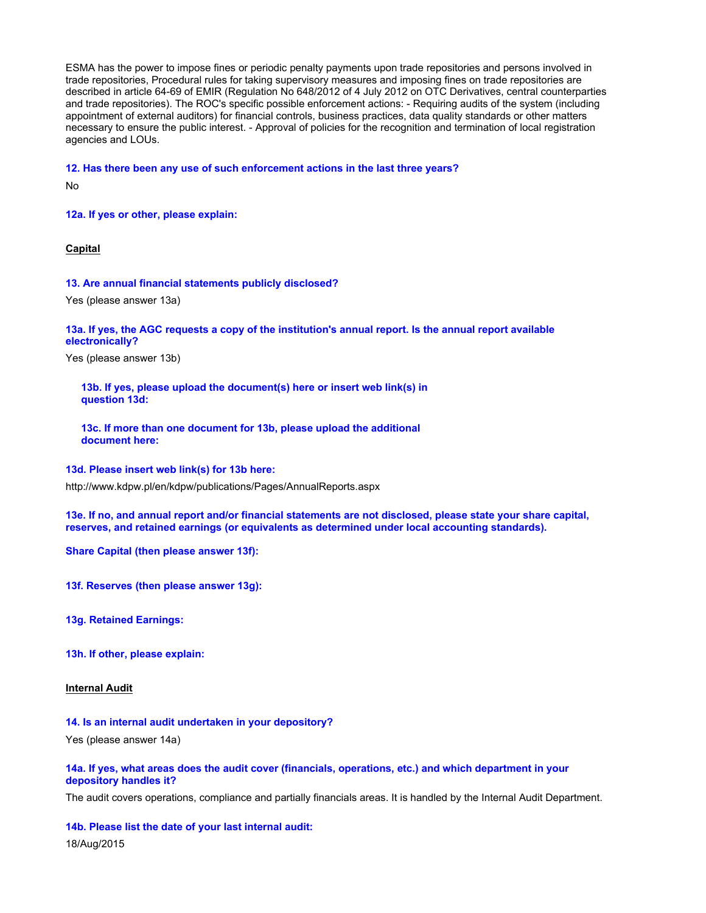ESMA has the power to impose fines or periodic penalty payments upon trade repositories and persons involved in trade repositories, Procedural rules for taking supervisory measures and imposing fines on trade repositories are described in article 64-69 of EMIR (Regulation No 648/2012 of 4 July 2012 on OTC Derivatives, central counterparties and trade repositories). The ROC's specific possible enforcement actions: - Requiring audits of the system (including appointment of external auditors) for financial controls, business practices, data quality standards or other matters necessary to ensure the public interest. - Approval of policies for the recognition and termination of local registration agencies and LOUs.

**12. Has there been any use of such enforcement actions in the last three years?**

No

**12a. If yes or other, please explain:**

**Capital**

**13. Are annual financial statements publicly disclosed?**

Yes (please answer 13a)

**13a. If yes, the AGC requests a copy of the institution's annual report. Is the annual report available electronically?**

Yes (please answer 13b)

**13b. If yes, please upload the document(s) here or insert web link(s) in question 13d:**

**13c. If more than one document for 13b, please upload the additional document here:**

**13d. Please insert web link(s) for 13b here:**

http://www.kdpw.pl/en/kdpw/publications/Pages/AnnualReports.aspx

**13e. If no, and annual report and/or financial statements are not disclosed, please state your share capital, reserves, and retained earnings (or equivalents as determined under local accounting standards).**

**Share Capital (then please answer 13f):**

**13f. Reserves (then please answer 13g):**

**13g. Retained Earnings:**

**13h. If other, please explain:**

**Internal Audit**

**14. Is an internal audit undertaken in your depository?**

Yes (please answer 14a)

**14a. If yes, what areas does the audit cover (financials, operations, etc.) and which department in your depository handles it?**

The audit covers operations, compliance and partially financials areas. It is handled by the Internal Audit Department.

**14b. Please list the date of your last internal audit:**

18/Aug/2015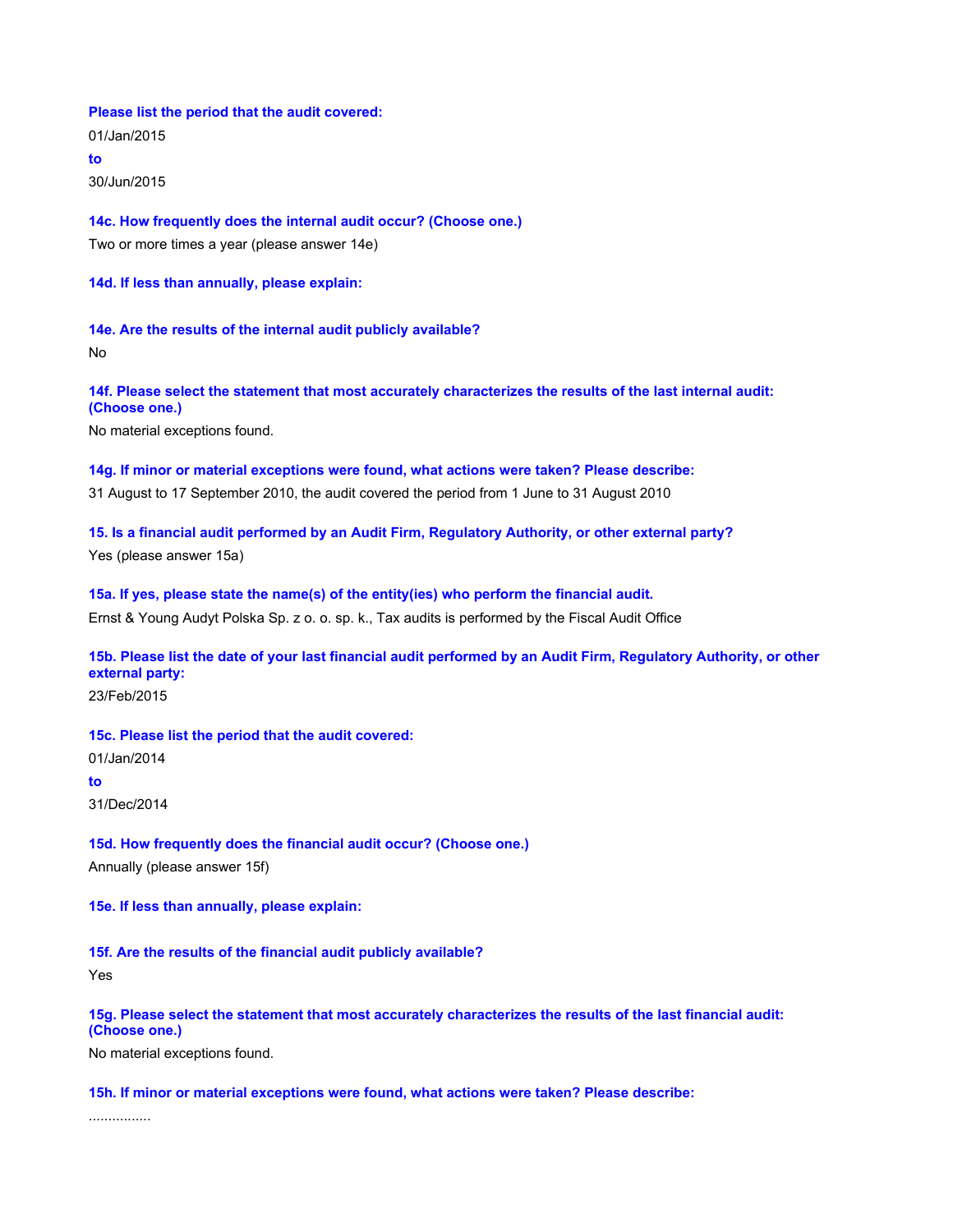**Please list the period that the audit covered:**

01/Jan/2015

**to**

30/Jun/2015

**14c. How frequently does the internal audit occur? (Choose one.)**

Two or more times a year (please answer 14e)

**14d. If less than annually, please explain:**

**14e. Are the results of the internal audit publicly available?**

No

**14f. Please select the statement that most accurately characterizes the results of the last internal audit: (Choose one.)**

No material exceptions found.

**14g. If minor or material exceptions were found, what actions were taken? Please describe:**

31 August to 17 September 2010, the audit covered the period from 1 June to 31 August 2010

**15. Is a financial audit performed by an Audit Firm, Regulatory Authority, or other external party?**

Yes (please answer 15a)

**15a. If yes, please state the name(s) of the entity(ies) who perform the financial audit.**

Ernst & Young Audyt Polska Sp. z o. o. sp. k., Tax audits is performed by the Fiscal Audit Office

**15b. Please list the date of your last financial audit performed by an Audit Firm, Regulatory Authority, or other external party:**

23/Feb/2015

**15c. Please list the period that the audit covered:**

01/Jan/2014

**to**

31/Dec/2014

**15d. How frequently does the financial audit occur? (Choose one.)**

Annually (please answer 15f)

**15e. If less than annually, please explain:**

**15f. Are the results of the financial audit publicly available?**

Yes

**15g. Please select the statement that most accurately characterizes the results of the last financial audit: (Choose one.)**

No material exceptions found.

**15h. If minor or material exceptions were found, what actions were taken? Please describe:**

................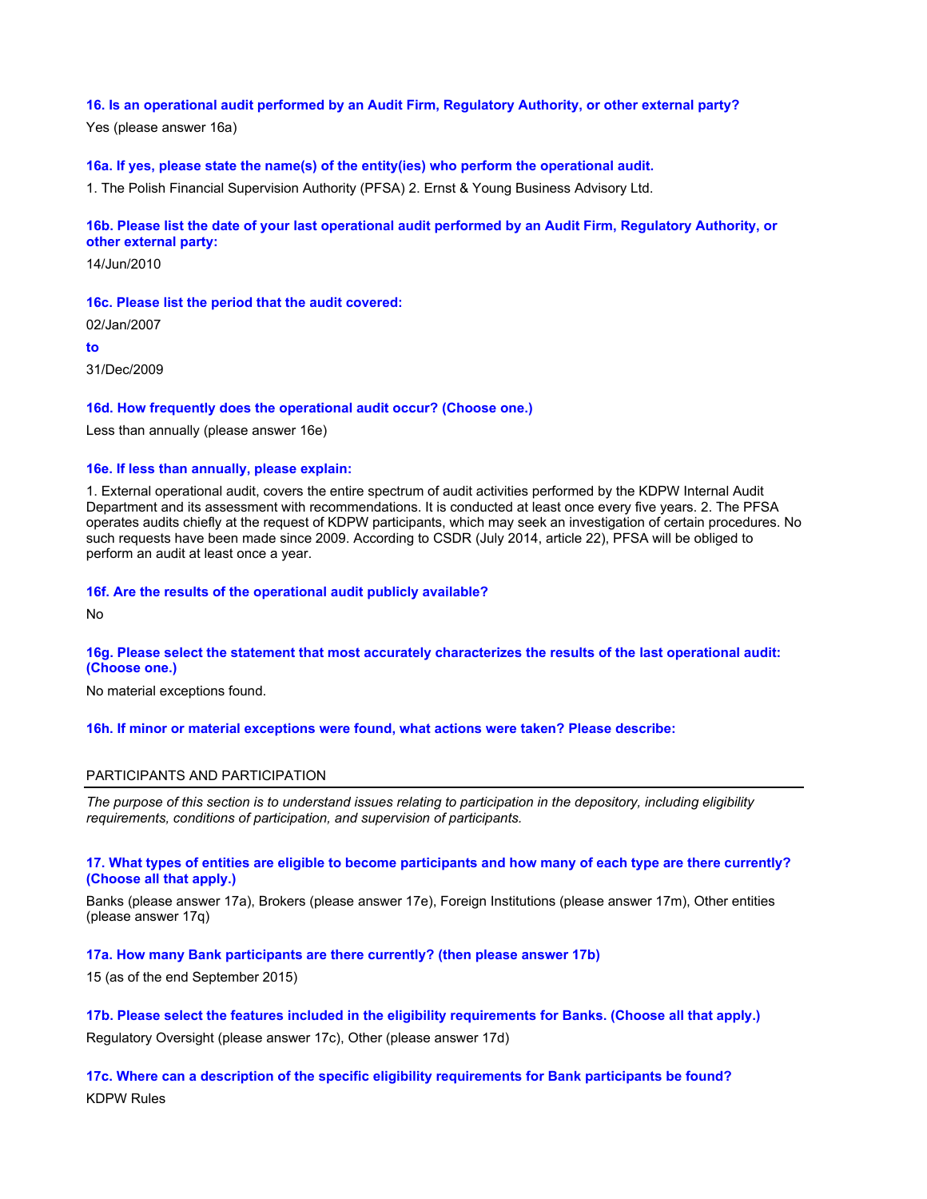**16. Is an operational audit performed by an Audit Firm, Regulatory Authority, or other external party?**

Yes (please answer 16a)

**16a. If yes, please state the name(s) of the entity(ies) who perform the operational audit.**

1. The Polish Financial Supervision Authority (PFSA) 2. Ernst & Young Business Advisory Ltd.

**16b. Please list the date of your last operational audit performed by an Audit Firm, Regulatory Authority, or other external party:**

14/Jun/2010

**16c. Please list the period that the audit covered:**

02/Jan/2007

**to**

31/Dec/2009

**16d. How frequently does the operational audit occur? (Choose one.)**

Less than annually (please answer 16e)

**16e. If less than annually, please explain:**

1. External operational audit, covers the entire spectrum of audit activities performed by the KDPW Internal Audit Department and its assessment with recommendations. It is conducted at least once every five years. 2. The PFSA operates audits chiefly at the request of KDPW participants, which may seek an investigation of certain procedures. No such requests have been made since 2009. According to CSDR (July 2014, article 22), PFSA will be obliged to perform an audit at least once a year.

**16f. Are the results of the operational audit publicly available?**

No

**16g. Please select the statement that most accurately characterizes the results of the last operational audit: (Choose one.)**

No material exceptions found.

**16h. If minor or material exceptions were found, what actions were taken? Please describe:**

## PARTICIPANTS AND PARTICIPATION

*The purpose of this section is to understand issues relating to participation in the depository, including eligibility requirements, conditions of participation, and supervision of participants.*

**17. What types of entities are eligible to become participants and how many of each type are there currently? (Choose all that apply.)**

Banks (please answer 17a), Brokers (please answer 17e), Foreign Institutions (please answer 17m), Other entities (please answer 17q)

**17a. How many Bank participants are there currently? (then please answer 17b)**

15 (as of the end September 2015)

**17b. Please select the features included in the eligibility requirements for Banks. (Choose all that apply.)**

Regulatory Oversight (please answer 17c), Other (please answer 17d)

**17c. Where can a description of the specific eligibility requirements for Bank participants be found?**

KDPW Rules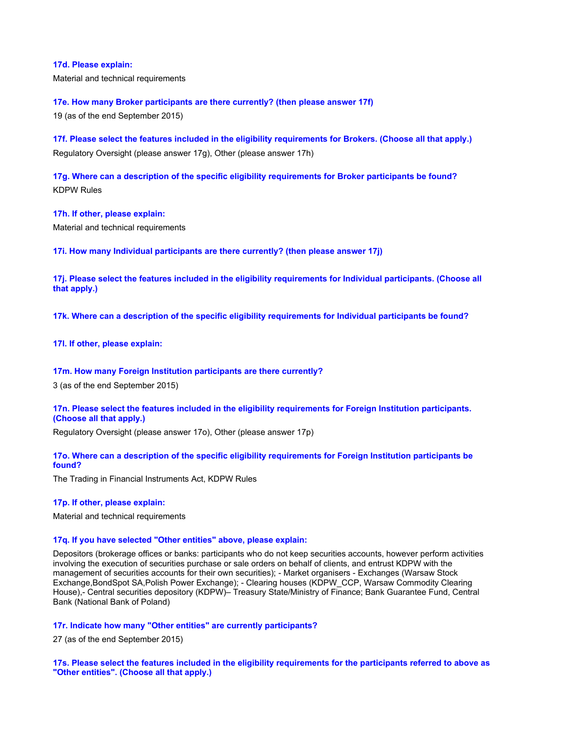**17d. Please explain:**

Material and technical requirements

**17e. How many Broker participants are there currently? (then please answer 17f)**

19 (as of the end September 2015)

**17f. Please select the features included in the eligibility requirements for Brokers. (Choose all that apply.)**

Regulatory Oversight (please answer 17g), Other (please answer 17h)

**17g. Where can a description of the specific eligibility requirements for Broker participants be found?**

KDPW Rules

**17h. If other, please explain:**

Material and technical requirements

**17i. How many Individual participants are there currently? (then please answer 17j)**

**17j. Please select the features included in the eligibility requirements for Individual participants. (Choose all that apply.)**

**17k. Where can a description of the specific eligibility requirements for Individual participants be found?**

**17l. If other, please explain:**

**17m. How many Foreign Institution participants are there currently?**

3 (as of the end September 2015)

**17n. Please select the features included in the eligibility requirements for Foreign Institution participants. (Choose all that apply.)**

Regulatory Oversight (please answer 17o), Other (please answer 17p)

**17o. Where can a description of the specific eligibility requirements for Foreign Institution participants be found?**

The Trading in Financial Instruments Act, KDPW Rules

**17p. If other, please explain:**

Material and technical requirements

**17q. If you have selected "Other entities" above, please explain:**

Depositors (brokerage offices or banks: participants who do not keep securities accounts, however perform activities involving the execution of securities purchase or sale orders on behalf of clients, and entrust KDPW with the management of securities accounts for their own securities); - Market organisers - Exchanges (Warsaw Stock Exchange,BondSpot SA,Polish Power Exchange); - Clearing houses (KDPW_CCP, Warsaw Commodity Clearing House),- Central securities depository (KDPW)– Treasury State/Ministry of Finance; Bank Guarantee Fund, Central Bank (National Bank of Poland)

**17r. Indicate how many "Other entities" are currently participants?**

27 (as of the end September 2015)

**17s. Please select the features included in the eligibility requirements for the participants referred to above as "Other entities". (Choose all that apply.)**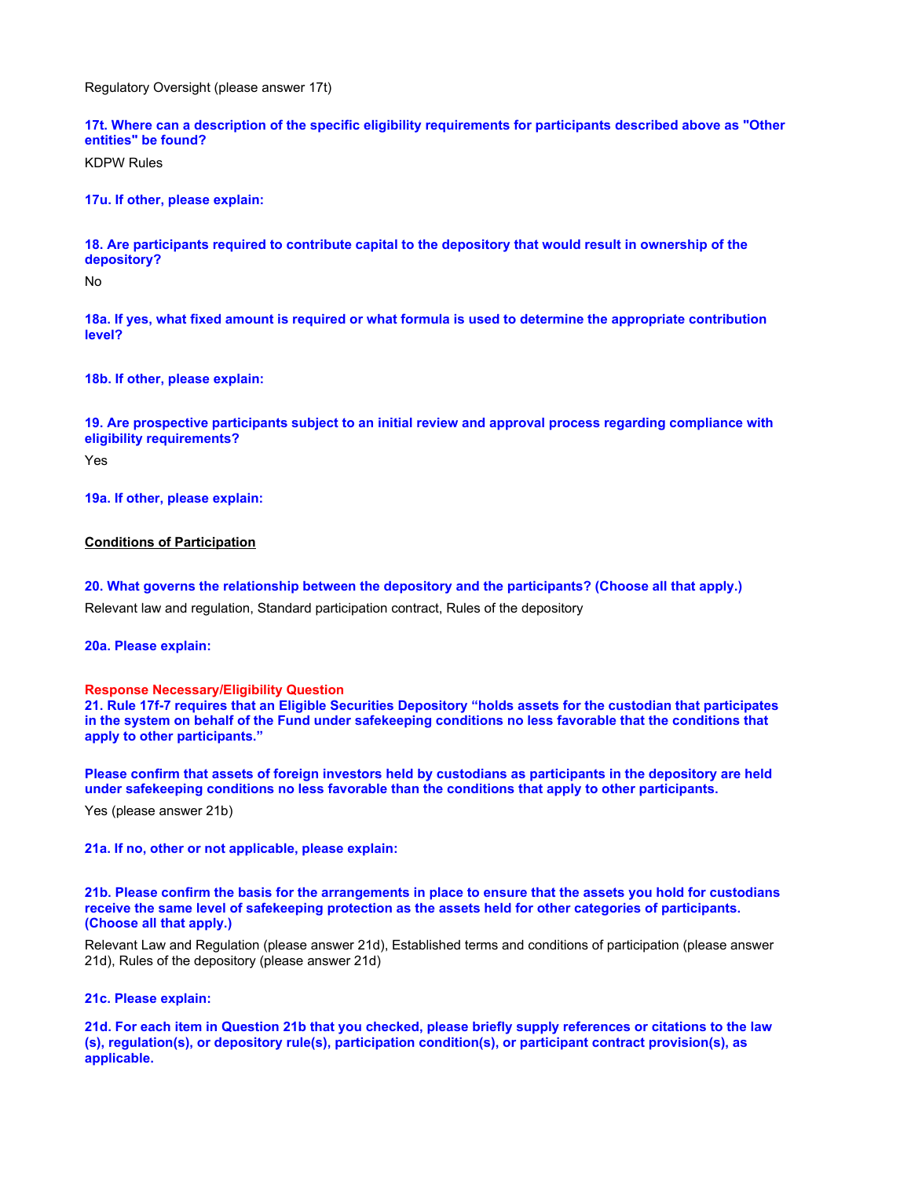Regulatory Oversight (please answer 17t)

**17t. Where can a description of the specific eligibility requirements for participants described above as "Other entities" be found?**

KDPW Rules

**17u. If other, please explain:**

**18. Are participants required to contribute capital to the depository that would result in ownership of the depository?**

No

**18a. If yes, what fixed amount is required or what formula is used to determine the appropriate contribution level?**

**18b. If other, please explain:**

**19. Are prospective participants subject to an initial review and approval process regarding compliance with eligibility requirements?**

Yes

**19a. If other, please explain:**

**Conditions of Participation**

**20. What governs the relationship between the depository and the participants? (Choose all that apply.)**

Relevant law and regulation, Standard participation contract, Rules of the depository

**20a. Please explain:**

**Response Necessary/Eligibility Question**

**21. Rule 17f-7 requires that an Eligible Securities Depository "holds assets for the custodian that participates in the system on behalf of the Fund under safekeeping conditions no less favorable that the conditions that apply to other participants."**

**Please confirm that assets of foreign investors held by custodians as participants in the depository are held under safekeeping conditions no less favorable than the conditions that apply to other participants.**

Yes (please answer 21b)

**21a. If no, other or not applicable, please explain:**

**21b. Please confirm the basis for the arrangements in place to ensure that the assets you hold for custodians receive the same level of safekeeping protection as the assets held for other categories of participants. (Choose all that apply.)**

Relevant Law and Regulation (please answer 21d), Established terms and conditions of participation (please answer 21d), Rules of the depository (please answer 21d)

**21c. Please explain:**

**21d. For each item in Question 21b that you checked, please briefly supply references or citations to the law (s), regulation(s), or depository rule(s), participation condition(s), or participant contract provision(s), as applicable.**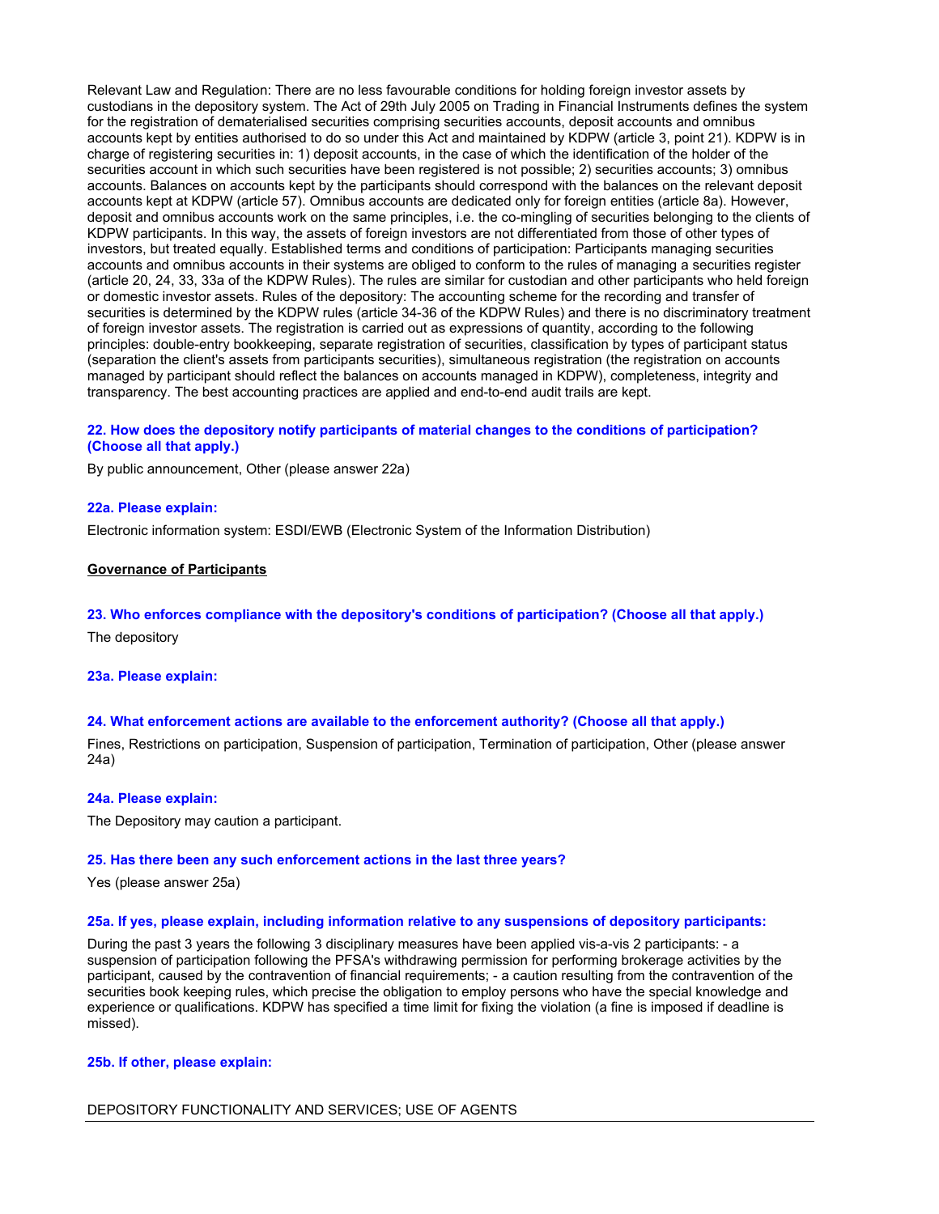Relevant Law and Regulation: There are no less favourable conditions for holding foreign investor assets by custodians in the depository system. The Act of 29th July 2005 on Trading in Financial Instruments defines the system for the registration of dematerialised securities comprising securities accounts, deposit accounts and omnibus accounts kept by entities authorised to do so under this Act and maintained by KDPW (article 3, point 21). KDPW is in charge of registering securities in: 1) deposit accounts, in the case of which the identification of the holder of the securities account in which such securities have been registered is not possible; 2) securities accounts; 3) omnibus accounts. Balances on accounts kept by the participants should correspond with the balances on the relevant deposit accounts kept at KDPW (article 57). Omnibus accounts are dedicated only for foreign entities (article 8a). However, deposit and omnibus accounts work on the same principles, i.e. the co-mingling of securities belonging to the clients of KDPW participants. In this way, the assets of foreign investors are not differentiated from those of other types of investors, but treated equally. Established terms and conditions of participation: Participants managing securities accounts and omnibus accounts in their systems are obliged to conform to the rules of managing a securities register (article 20, 24, 33, 33a of the KDPW Rules). The rules are similar for custodian and other participants who held foreign or domestic investor assets. Rules of the depository: The accounting scheme for the recording and transfer of securities is determined by the KDPW rules (article 34-36 of the KDPW Rules) and there is no discriminatory treatment of foreign investor assets. The registration is carried out as expressions of quantity, according to the following principles: double-entry bookkeeping, separate registration of securities, classification by types of participant status (separation the client's assets from participants securities), simultaneous registration (the registration on accounts managed by participant should reflect the balances on accounts managed in KDPW), completeness, integrity and transparency. The best accounting practices are applied and end-to-end audit trails are kept.

**22. How does the depository notify participants of material changes to the conditions of participation? (Choose all that apply.)**

By public announcement, Other (please answer 22a)

**22a. Please explain:**

Electronic information system: ESDI/EWB (Electronic System of the Information Distribution)

## Governance of Participants

**23. Who enforces compliance with the depository's conditions of participation? (Choose all that apply.)**

The depository

**23a. Please explain:**

**24. What enforcement actions are available to the enforcement authority? (Choose all that apply.)**

Fines, Restrictions on participation, Suspension of participation, Termination of participation, Other (please answer 24a)

**24a. Please explain:**

The Depository may caution a participant.

**25. Has there been any such enforcement actions in the last three years?**

Yes (please answer 25a)

**25a. If yes, please explain, including information relative to any suspensions of depository participants:**

During the past 3 years the following 3 disciplinary measures have been applied vis-a-vis 2 participants: - a suspension of participation following the PFSA's withdrawing permission for performing brokerage activities by the participant, caused by the contravention of financial requirements; - a caution resulting from the contravention of the securities book keeping rules, which precise the obligation to employ persons who have the special knowledge and experience or qualifications. KDPW has specified a time limit for fixing the violation (a fine is imposed if deadline is missed).

**25b. If other, please explain:**

## DEPOSITORY FUNCTIONALITY AND SERVICES; USE OF AGENTS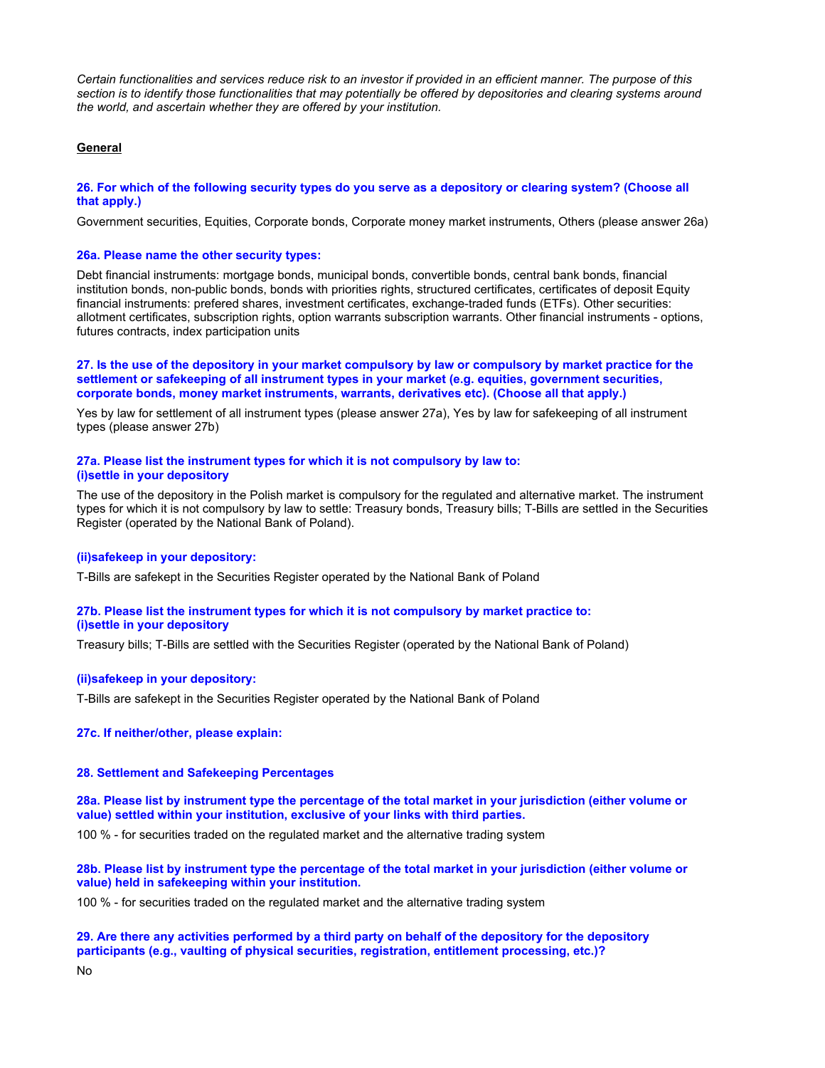*Certain functionalities and services reduce risk to an investor if provided in an efficient manner. The purpose of this section is to identify those functionalities that may potentially be offered by depositories and clearing systems around the world, and ascertain whether they are offered by your institution.*

## General

**26. For which of the following security types do you serve as a depository or clearing system? (Choose all that apply.)**

Government securities, Equities, Corporate bonds, Corporate money market instruments, Others (please answer 26a)

**26a. Please name the other security types:**

Debt financial instruments: mortgage bonds, municipal bonds, convertible bonds, central bank bonds, financial institution bonds, non-public bonds, bonds with priorities rights, structured certificates, certificates of deposit Equity financial instruments: prefered shares, investment certificates, exchange-traded funds (ETFs). Other securities: allotment certificates, subscription rights, option warrants subscription warrants. Other financial instruments - options, futures contracts, index participation units

**27. Is the use of the depository in your market compulsory by law or compulsory by market practice for the settlement or safekeeping of all instrument types in your market (e.g. equities, government securities, corporate bonds, money market instruments, warrants, derivatives etc). (Choose all that apply.)**

Yes by law for settlement of all instrument types (please answer 27a), Yes by law for safekeeping of all instrument types (please answer 27b)

**27a. Please list the instrument types for which it is not compulsory by law to:**
**(i)settle in your depository**

The use of the depository in the Polish market is compulsory for the regulated and alternative market. The instrument types for which it is not compulsory by law to settle: Treasury bonds, Treasury bills; T-Bills are settled in the Securities Register (operated by the National Bank of Poland).

**(ii)safekeep in your depository:**

T-Bills are safekept in the Securities Register operated by the National Bank of Poland

**27b. Please list the instrument types for which it is not compulsory by market practice to:**
**(i)settle in your depository**

Treasury bills; T-Bills are settled with the Securities Register (operated by the National Bank of Poland)

**(ii)safekeep in your depository:**

T-Bills are safekept in the Securities Register operated by the National Bank of Poland

**27c. If neither/other, please explain:**

**28. Settlement and Safekeeping Percentages**

**28a. Please list by instrument type the percentage of the total market in your jurisdiction (either volume or value) settled within your institution, exclusive of your links with third parties.**

100 % - for securities traded on the regulated market and the alternative trading system

**28b. Please list by instrument type the percentage of the total market in your jurisdiction (either volume or value) held in safekeeping within your institution.**

100 % - for securities traded on the regulated market and the alternative trading system

**29. Are there any activities performed by a third party on behalf of the depository for the depository participants (e.g., vaulting of physical securities, registration, entitlement processing, etc.)?**

No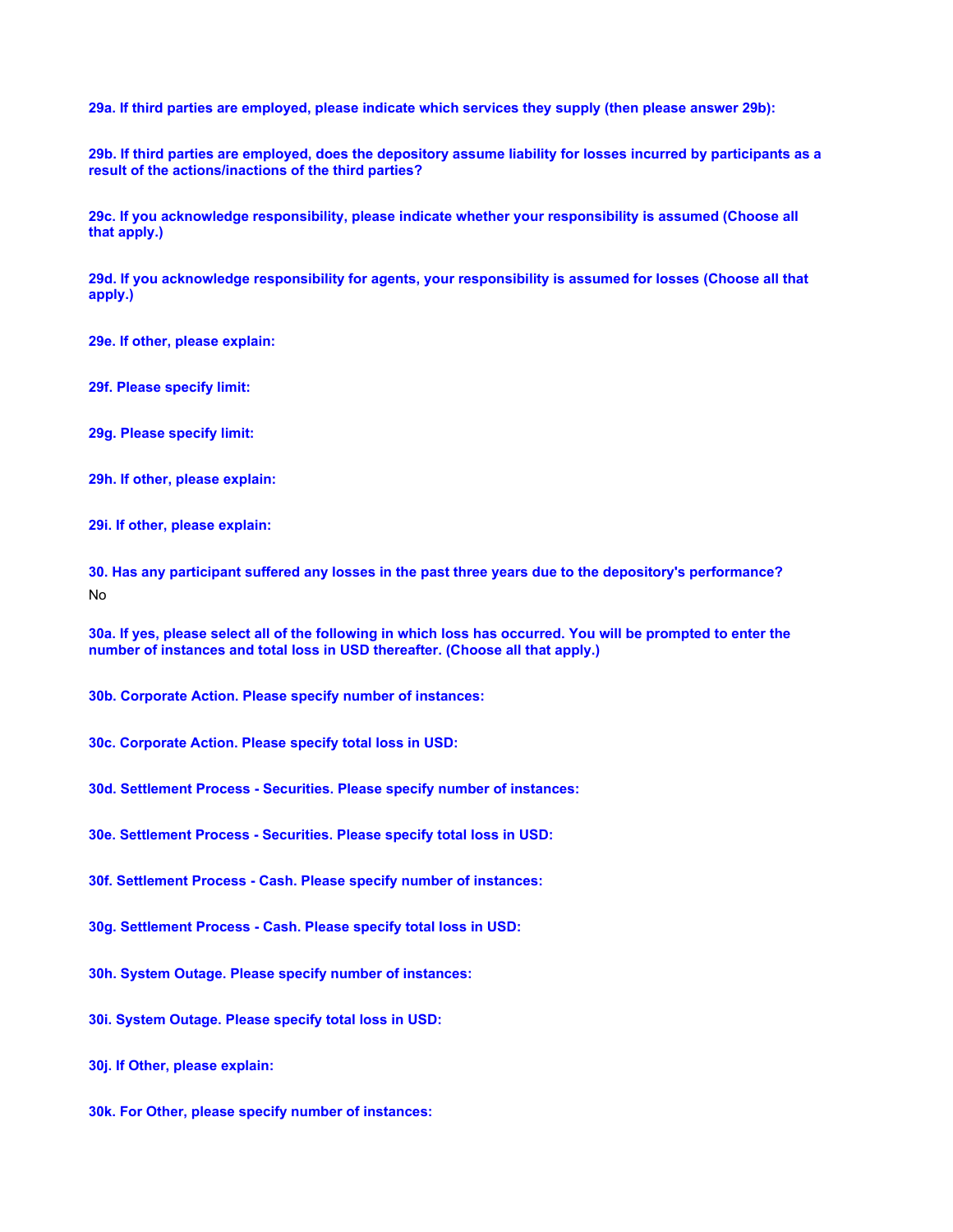**29a. If third parties are employed, please indicate which services they supply (then please answer 29b):**

**29b. If third parties are employed, does the depository assume liability for losses incurred by participants as a result of the actions/inactions of the third parties?**

**29c. If you acknowledge responsibility, please indicate whether your responsibility is assumed (Choose all that apply.)**

**29d. If you acknowledge responsibility for agents, your responsibility is assumed for losses (Choose all that apply.)**

**29e. If other, please explain:**

**29f. Please specify limit:**

**29g. Please specify limit:**

**29h. If other, please explain:**

**29i. If other, please explain:**

**30. Has any participant suffered any losses in the past three years due to the depository's performance?**

No

**30a. If yes, please select all of the following in which loss has occurred. You will be prompted to enter the number of instances and total loss in USD thereafter. (Choose all that apply.)**

**30b. Corporate Action. Please specify number of instances:**

**30c. Corporate Action. Please specify total loss in USD:**

**30d. Settlement Process - Securities. Please specify number of instances:**

**30e. Settlement Process - Securities. Please specify total loss in USD:**

**30f. Settlement Process - Cash. Please specify number of instances:**

**30g. Settlement Process - Cash. Please specify total loss in USD:**

**30h. System Outage. Please specify number of instances:**

**30i. System Outage. Please specify total loss in USD:**

**30j. If Other, please explain:**

**30k. For Other, please specify number of instances:**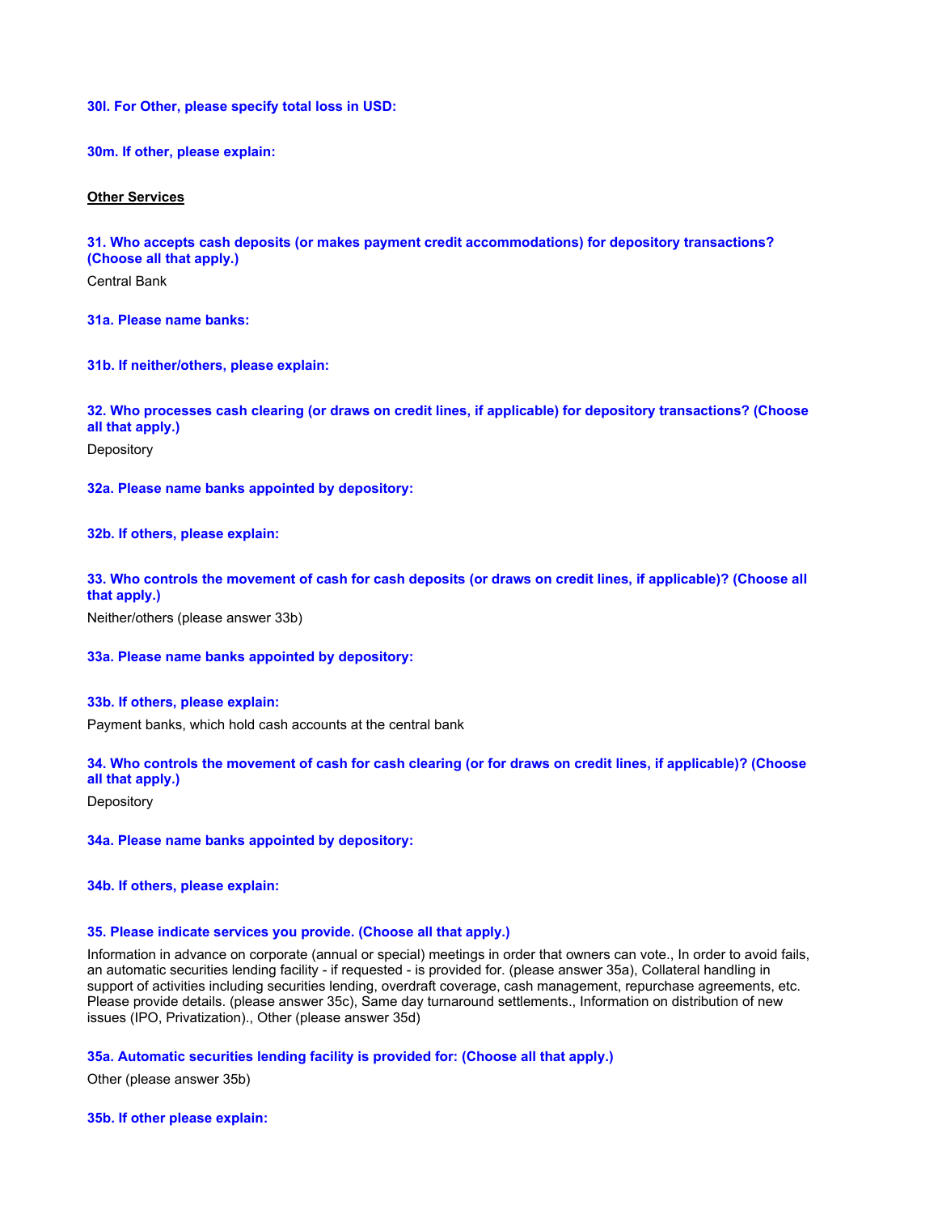**30l. For Other, please specify total loss in USD:**

**30m. If other, please explain:**

<u>**Other Services**</u>

**31. Who accepts cash deposits (or makes payment credit accommodations) for depository transactions? (Choose all that apply.)**

Central Bank

**31a. Please name banks:**

**31b. If neither/others, please explain:**

**32. Who processes cash clearing (or draws on credit lines, if applicable) for depository transactions? (Choose all that apply.)**

Depository

**32a. Please name banks appointed by depository:**

**32b. If others, please explain:**

**33. Who controls the movement of cash for cash deposits (or draws on credit lines, if applicable)? (Choose all that apply.)**

Neither/others (please answer 33b)

**33a. Please name banks appointed by depository:**

**33b. If others, please explain:**

Payment banks, which hold cash accounts at the central bank

**34. Who controls the movement of cash for cash clearing (or for draws on credit lines, if applicable)? (Choose all that apply.)**

Depository

**34a. Please name banks appointed by depository:**

**34b. If others, please explain:**

**35. Please indicate services you provide. (Choose all that apply.)**

Information in advance on corporate (annual or special) meetings in order that owners can vote., In order to avoid fails, an automatic securities lending facility - if requested - is provided for. (please answer 35a), Collateral handling in support of activities including securities lending, overdraft coverage, cash management, repurchase agreements, etc. Please provide details. (please answer 35c), Same day turnaround settlements., Information on distribution of new issues (IPO, Privatization)., Other (please answer 35d)

**35a. Automatic securities lending facility is provided for: (Choose all that apply.)**

Other (please answer 35b)

**35b. If other please explain:**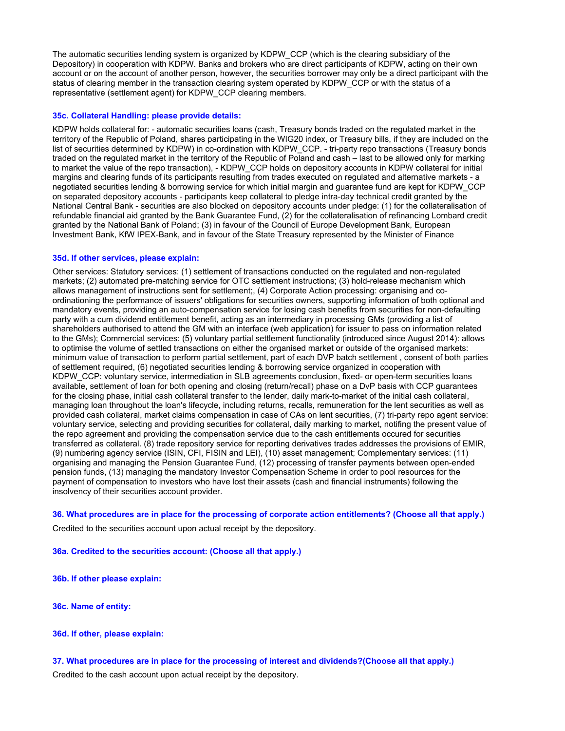The automatic securities lending system is organized by KDPW_CCP (which is the clearing subsidiary of the Depository) in cooperation with KDPW. Banks and brokers who are direct participants of KDPW, acting on their own account or on the account of another person, however, the securities borrower may only be a direct participant with the status of clearing member in the transaction clearing system operated by KDPW_CCP or with the status of a representative (settlement agent) for KDPW_CCP clearing members.

**35c. Collateral Handling: please provide details:**

KDPW holds collateral for: - automatic securities loans (cash, Treasury bonds traded on the regulated market in the territory of the Republic of Poland, shares participating in the WIG20 index, or Treasury bills, if they are included on the list of securities determined by KDPW) in co-ordination with KDPW_CCP. - tri-party repo transactions (Treasury bonds traded on the regulated market in the territory of the Republic of Poland and cash – last to be allowed only for marking to market the value of the repo transaction), - KDPW_CCP holds on depository accounts in KDPW collateral for initial margins and clearing funds of its participants resulting from trades executed on regulated and alternative markets - a negotiated securities lending & borrowing service for which initial margin and guarantee fund are kept for KDPW_CCP on separated depository accounts - participants keep collateral to pledge intra-day technical credit granted by the National Central Bank - securities are also blocked on depository accounts under pledge: (1) for the collateralisation of refundable financial aid granted by the Bank Guarantee Fund, (2) for the collateralisation of refinancing Lombard credit granted by the National Bank of Poland; (3) in favour of the Council of Europe Development Bank, European Investment Bank, KfW IPEX-Bank, and in favour of the State Treasury represented by the Minister of Finance

**35d. If other services, please explain:**

Other services: Statutory services: (1) settlement of transactions conducted on the regulated and non-regulated markets; (2) automated pre-matching service for OTC settlement instructions; (3) hold-release mechanism which allows management of instructions sent for settlement;, (4) Corporate Action processing: organising and co-ordinationing the performance of issuers' obligations for securities owners, supporting information of both optional and mandatory events, providing an auto-compensation service for losing cash benefits from securities for non-defaulting party with a cum dividend entitlement benefit, acting as an intermediary in processing GMs (providing a list of shareholders authorised to attend the GM with an interface (web application) for issuer to pass on information related to the GMs); Commercial services: (5) voluntary partial settlement functionality (introduced since August 2014): allows to optimise the volume of settled transactions on either the organised market or outside of the organised markets: minimum value of transaction to perform partial settlement, part of each DVP batch settlement , consent of both parties of settlement required, (6) negotiated securities lending & borrowing service organized in cooperation with KDPW_CCP: voluntary service, intermediation in SLB agreements conclusion, fixed- or open-term securities loans available, settlement of loan for both opening and closing (return/recall) phase on a DvP basis with CCP guarantees for the closing phase, initial cash collateral transfer to the lender, daily mark-to-market of the initial cash collateral, managing loan throughout the loan's lifecycle, including returns, recalls, remuneration for the lent securities as well as provided cash collateral, market claims compensation in case of CAs on lent securities, (7) tri-party repo agent service: voluntary service, selecting and providing securities for collateral, daily marking to market, notifing the present value of the repo agreement and providing the compensation service due to the cash entitlements occured for securities transferred as collateral. (8) trade repository service for reporting derivatives trades addresses the provisions of EMIR, (9) numbering agency service (ISIN, CFI, FISIN and LEI), (10) asset management; Complementary services: (11) organising and managing the Pension Guarantee Fund, (12) processing of transfer payments between open-ended pension funds, (13) managing the mandatory Investor Compensation Scheme in order to pool resources for the payment of compensation to investors who have lost their assets (cash and financial instruments) following the insolvency of their securities account provider.

**36. What procedures are in place for the processing of corporate action entitlements? (Choose all that apply.)**

Credited to the securities account upon actual receipt by the depository.

**36a. Credited to the securities account: (Choose all that apply.)**

**36b. If other please explain:**

**36c. Name of entity:**

**36d. If other, please explain:**

**37. What procedures are in place for the processing of interest and dividends?(Choose all that apply.)**

Credited to the cash account upon actual receipt by the depository.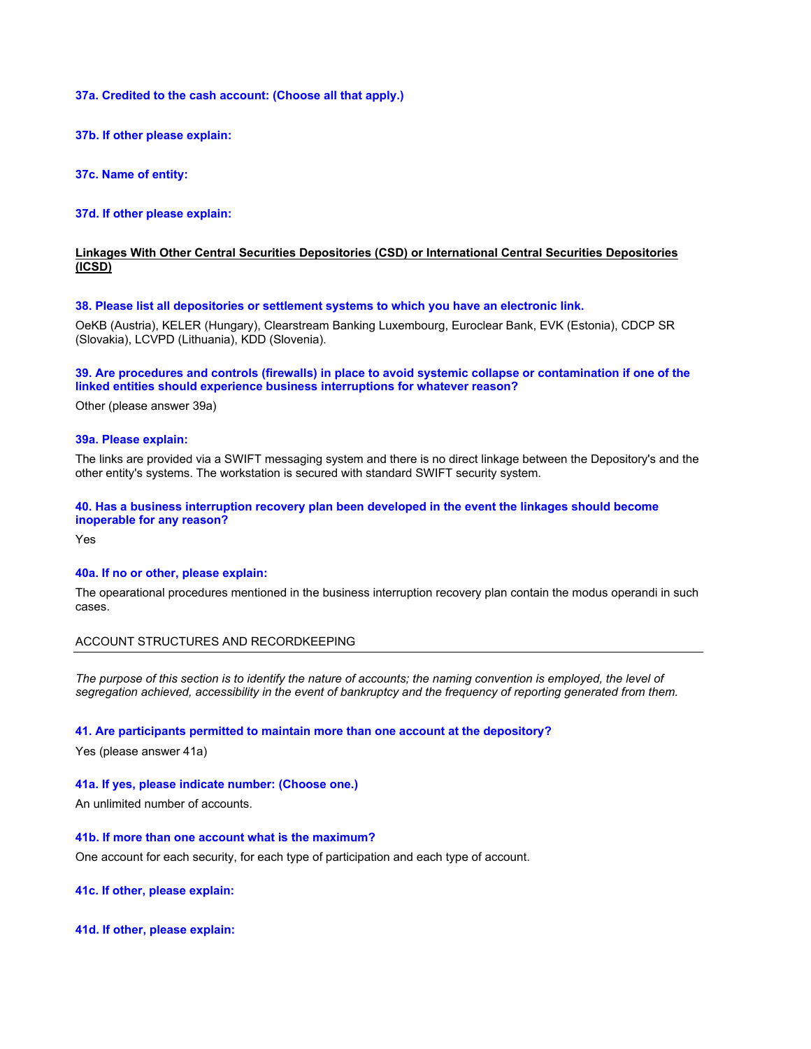**37a. Credited to the cash account: (Choose all that apply.)**

**37b. If other please explain:**

**37c. Name of entity:**

**37d. If other please explain:**

## Linkages With Other Central Securities Depositories (CSD) or International Central Securities Depositories (ICSD)

**38. Please list all depositories or settlement systems to which you have an electronic link.**

OeKB (Austria), KELER (Hungary), Clearstream Banking Luxembourg, Euroclear Bank, EVK (Estonia), CDCP SR (Slovakia), LCVPD (Lithuania), KDD (Slovenia).

**39. Are procedures and controls (firewalls) in place to avoid systemic collapse or contamination if one of the linked entities should experience business interruptions for whatever reason?**

Other (please answer 39a)

**39a. Please explain:**

The links are provided via a SWIFT messaging system and there is no direct linkage between the Depository's and the other entity's systems. The workstation is secured with standard SWIFT security system.

**40. Has a business interruption recovery plan been developed in the event the linkages should become inoperable for any reason?**

Yes

**40a. If no or other, please explain:**

The opearational procedures mentioned in the business interruption recovery plan contain the modus operandi in such cases.

## ACCOUNT STRUCTURES AND RECORDKEEPING

*The purpose of this section is to identify the nature of accounts; the naming convention is employed, the level of segregation achieved, accessibility in the event of bankruptcy and the frequency of reporting generated from them.*

**41. Are participants permitted to maintain more than one account at the depository?**

Yes (please answer 41a)

**41a. If yes, please indicate number: (Choose one.)**

An unlimited number of accounts.

**41b. If more than one account what is the maximum?**

One account for each security, for each type of participation and each type of account.

**41c. If other, please explain:**

**41d. If other, please explain:**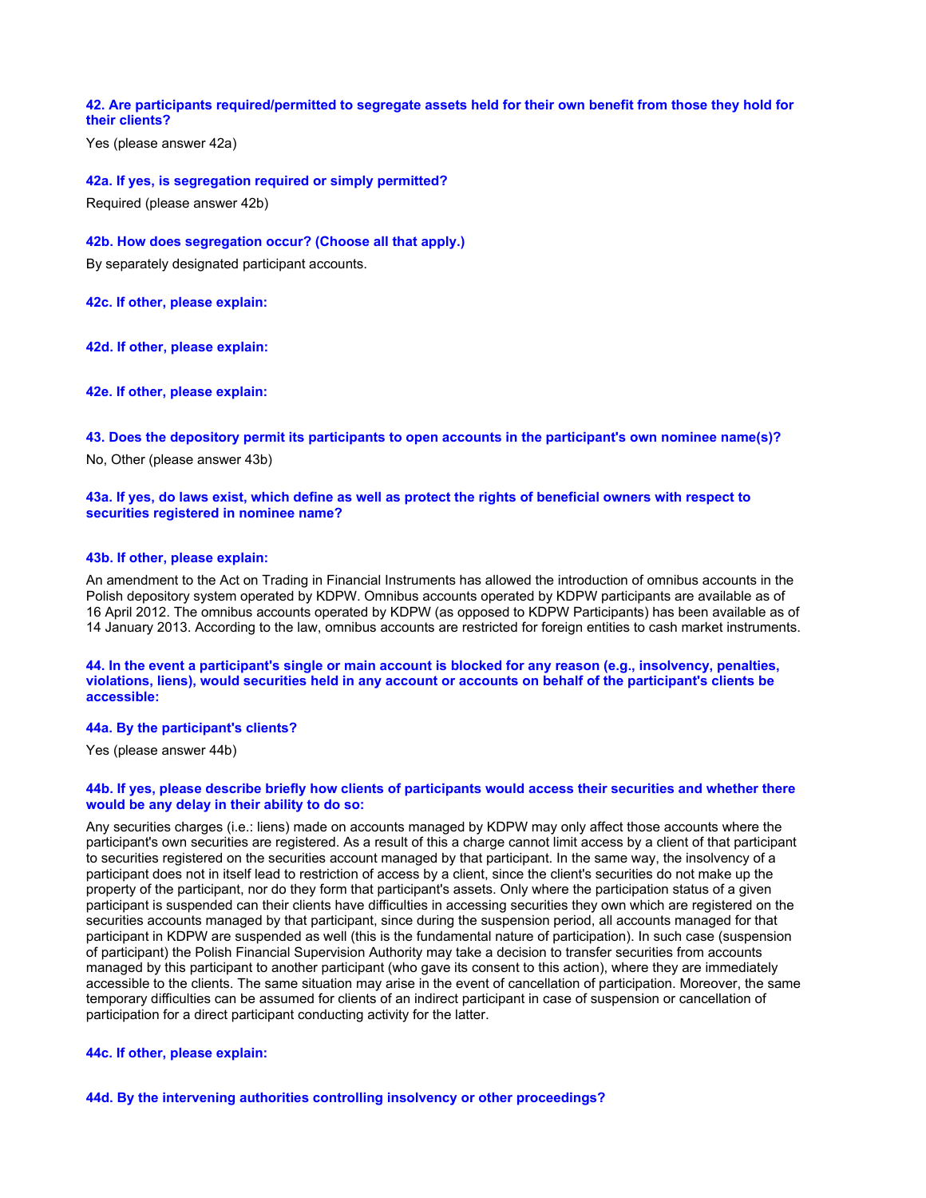**42. Are participants required/permitted to segregate assets held for their own benefit from those they hold for their clients?**

Yes (please answer 42a)

**42a. If yes, is segregation required or simply permitted?**

Required (please answer 42b)

**42b. How does segregation occur? (Choose all that apply.)**

By separately designated participant accounts.

**42c. If other, please explain:**

**42d. If other, please explain:**

**42e. If other, please explain:**

**43. Does the depository permit its participants to open accounts in the participant's own nominee name(s)?**

No, Other (please answer 43b)

**43a. If yes, do laws exist, which define as well as protect the rights of beneficial owners with respect to securities registered in nominee name?**

**43b. If other, please explain:**

An amendment to the Act on Trading in Financial Instruments has allowed the introduction of omnibus accounts in the Polish depository system operated by KDPW. Omnibus accounts operated by KDPW participants are available as of 16 April 2012. The omnibus accounts operated by KDPW (as opposed to KDPW Participants) has been available as of 14 January 2013. According to the law, omnibus accounts are restricted for foreign entities to cash market instruments.

**44. In the event a participant's single or main account is blocked for any reason (e.g., insolvency, penalties, violations, liens), would securities held in any account or accounts on behalf of the participant's clients be accessible:**

**44a. By the participant's clients?**

Yes (please answer 44b)

**44b. If yes, please describe briefly how clients of participants would access their securities and whether there would be any delay in their ability to do so:**

Any securities charges (i.e.: liens) made on accounts managed by KDPW may only affect those accounts where the participant's own securities are registered. As a result of this a charge cannot limit access by a client of that participant to securities registered on the securities account managed by that participant. In the same way, the insolvency of a participant does not in itself lead to restriction of access by a client, since the client's securities do not make up the property of the participant, nor do they form that participant's assets. Only where the participation status of a given participant is suspended can their clients have difficulties in accessing securities they own which are registered on the securities accounts managed by that participant, since during the suspension period, all accounts managed for that participant in KDPW are suspended as well (this is the fundamental nature of participation). In such case (suspension of participant) the Polish Financial Supervision Authority may take a decision to transfer securities from accounts managed by this participant to another participant (who gave its consent to this action), where they are immediately accessible to the clients. The same situation may arise in the event of cancellation of participation. Moreover, the same temporary difficulties can be assumed for clients of an indirect participant in case of suspension or cancellation of participation for a direct participant conducting activity for the latter.

**44c. If other, please explain:**

**44d. By the intervening authorities controlling insolvency or other proceedings?**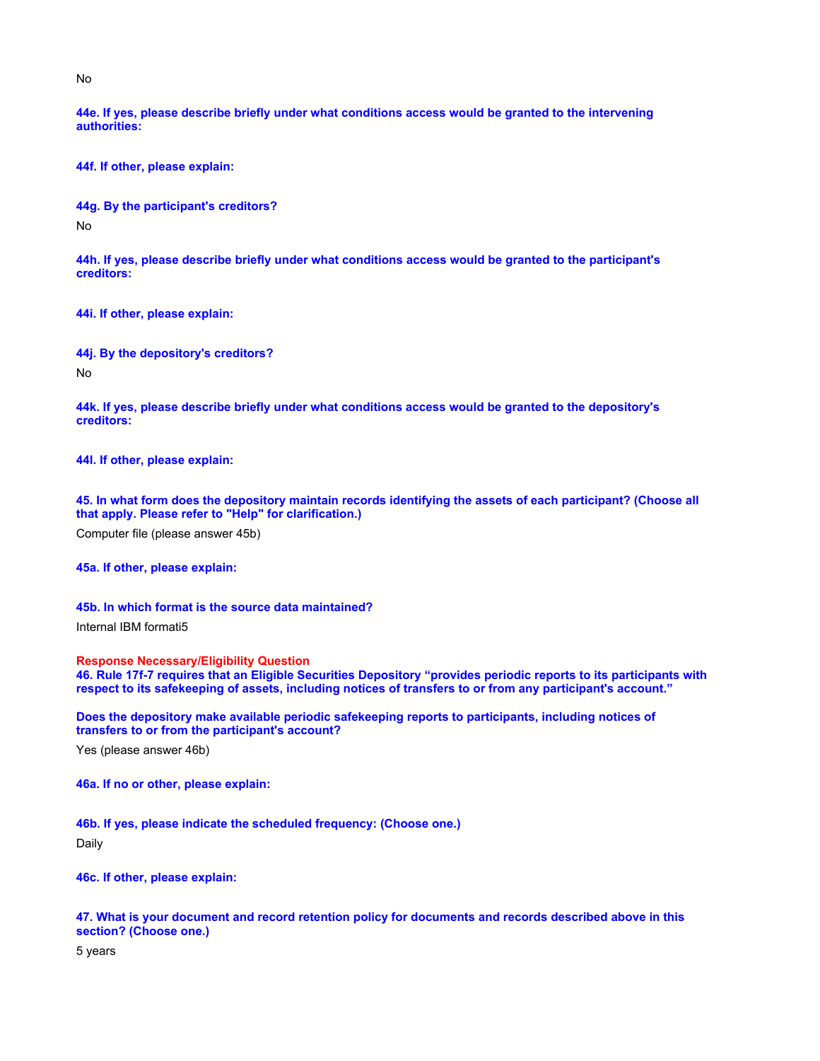No

**44e. If yes, please describe briefly under what conditions access would be granted to the intervening authorities:**

**44f. If other, please explain:**

**44g. By the participant's creditors?**

No

**44h. If yes, please describe briefly under what conditions access would be granted to the participant's creditors:**

**44i. If other, please explain:**

**44j. By the depository's creditors?**

No

**44k. If yes, please describe briefly under what conditions access would be granted to the depository's creditors:**

**44l. If other, please explain:**

**45. In what form does the depository maintain records identifying the assets of each participant? (Choose all that apply. Please refer to "Help" for clarification.)**

Computer file (please answer 45b)

**45a. If other, please explain:**

**45b. In which format is the source data maintained?**

Internal IBM formati5

**Response Necessary/Eligibility Question**

**46. Rule 17f-7 requires that an Eligible Securities Depository "provides periodic reports to its participants with respect to its safekeeping of assets, including notices of transfers to or from any participant's account."**

**Does the depository make available periodic safekeeping reports to participants, including notices of transfers to or from the participant's account?**

Yes (please answer 46b)

**46a. If no or other, please explain:**

**46b. If yes, please indicate the scheduled frequency: (Choose one.)**

Daily

**46c. If other, please explain:**

**47. What is your document and record retention policy for documents and records described above in this section? (Choose one.)**

5 years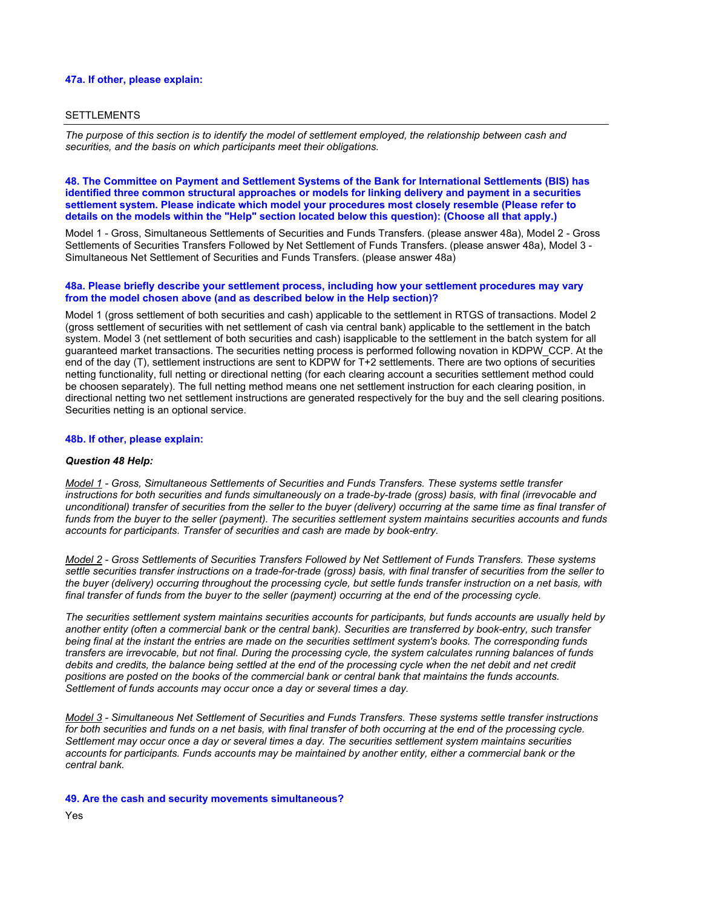**47a. If other, please explain:**

SETTLEMENTS

*The purpose of this section is to identify the model of settlement employed, the relationship between cash and securities, and the basis on which participants meet their obligations.*

**48. The Committee on Payment and Settlement Systems of the Bank for International Settlements (BIS) has identified three common structural approaches or models for linking delivery and payment in a securities settlement system. Please indicate which model your procedures most closely resemble (Please refer to details on the models within the "Help" section located below this question): (Choose all that apply.)**

Model 1 - Gross, Simultaneous Settlements of Securities and Funds Transfers. (please answer 48a), Model 2 - Gross Settlements of Securities Transfers Followed by Net Settlement of Funds Transfers. (please answer 48a), Model 3 - Simultaneous Net Settlement of Securities and Funds Transfers. (please answer 48a)

**48a. Please briefly describe your settlement process, including how your settlement procedures may vary from the model chosen above (and as described below in the Help section)?**

Model 1 (gross settlement of both securities and cash) applicable to the settlement in RTGS of transactions. Model 2 (gross settlement of securities with net settlement of cash via central bank) applicable to the settlement in the batch system. Model 3 (net settlement of both securities and cash) isapplicable to the settlement in the batch system for all guaranteed market transactions. The securities netting process is performed following novation in KDPW_CCP. At the end of the day (T), settlement instructions are sent to KDPW for T+2 settlements. There are two options of securities netting functionality, full netting or directional netting (for each clearing account a securities settlement method could be choosen separately). The full netting method means one net settlement instruction for each clearing position, in directional netting two net settlement instructions are generated respectively for the buy and the sell clearing positions. Securities netting is an optional service.

**48b. If other, please explain:**

***Question 48 Help:***

*<u>Model 1</u> - Gross, Simultaneous Settlements of Securities and Funds Transfers. These systems settle transfer instructions for both securities and funds simultaneously on a trade-by-trade (gross) basis, with final (irrevocable and unconditional) transfer of securities from the seller to the buyer (delivery) occurring at the same time as final transfer of funds from the buyer to the seller (payment). The securities settlement system maintains securities accounts and funds accounts for participants. Transfer of securities and cash are made by book-entry.*

*<u>Model 2</u> - Gross Settlements of Securities Transfers Followed by Net Settlement of Funds Transfers. These systems settle securities transfer instructions on a trade-for-trade (gross) basis, with final transfer of securities from the seller to the buyer (delivery) occurring throughout the processing cycle, but settle funds transfer instruction on a net basis, with final transfer of funds from the buyer to the seller (payment) occurring at the end of the processing cycle.*

*The securities settlement system maintains securities accounts for participants, but funds accounts are usually held by another entity (often a commercial bank or the central bank). Securities are transferred by book-entry, such transfer being final at the instant the entries are made on the securities settlment system's books. The corresponding funds transfers are irrevocable, but not final. During the processing cycle, the system calculates running balances of funds debits and credits, the balance being settled at the end of the processing cycle when the net debit and net credit positions are posted on the books of the commercial bank or central bank that maintains the funds accounts. Settlement of funds accounts may occur once a day or several times a day.*

*<u>Model 3</u> - Simultaneous Net Settlement of Securities and Funds Transfers. These systems settle transfer instructions for both securities and funds on a net basis, with final transfer of both occurring at the end of the processing cycle. Settlement may occur once a day or several times a day. The securities settlement system maintains securities accounts for participants. Funds accounts may be maintained by another entity, either a commercial bank or the central bank.*

**49. Are the cash and security movements simultaneous?**

Yes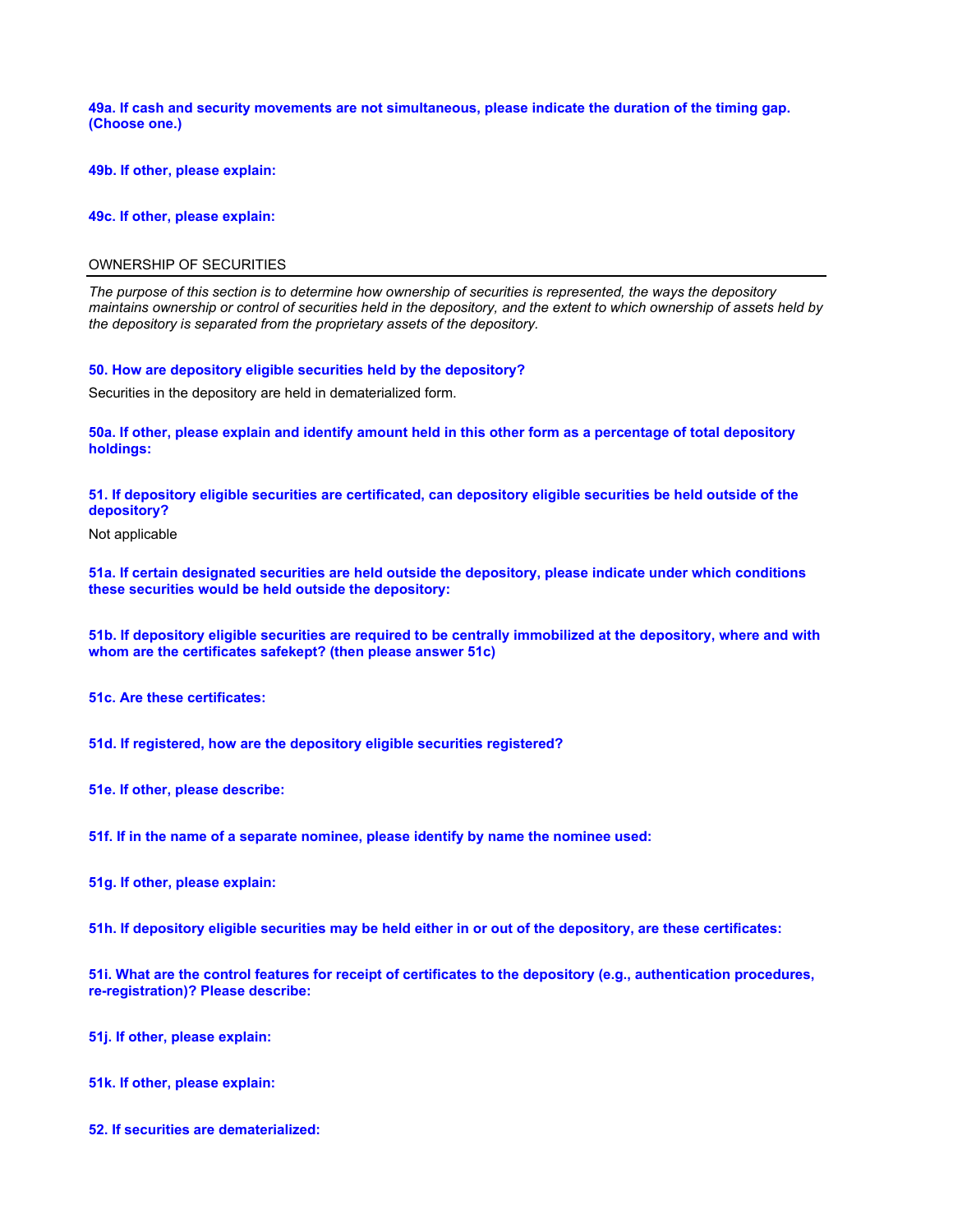**49a. If cash and security movements are not simultaneous, please indicate the duration of the timing gap. (Choose one.)**

**49b. If other, please explain:**

**49c. If other, please explain:**

## OWNERSHIP OF SECURITIES

*The purpose of this section is to determine how ownership of securities is represented, the ways the depository maintains ownership or control of securities held in the depository, and the extent to which ownership of assets held by the depository is separated from the proprietary assets of the depository.*

**50. How are depository eligible securities held by the depository?**

Securities in the depository are held in dematerialized form.

**50a. If other, please explain and identify amount held in this other form as a percentage of total depository holdings:**

**51. If depository eligible securities are certificated, can depository eligible securities be held outside of the depository?**

Not applicable

**51a. If certain designated securities are held outside the depository, please indicate under which conditions these securities would be held outside the depository:**

**51b. If depository eligible securities are required to be centrally immobilized at the depository, where and with whom are the certificates safekept? (then please answer 51c)**

**51c. Are these certificates:**

**51d. If registered, how are the depository eligible securities registered?**

**51e. If other, please describe:**

**51f. If in the name of a separate nominee, please identify by name the nominee used:**

**51g. If other, please explain:**

**51h. If depository eligible securities may be held either in or out of the depository, are these certificates:**

**51i. What are the control features for receipt of certificates to the depository (e.g., authentication procedures, re-registration)? Please describe:**

**51j. If other, please explain:**

**51k. If other, please explain:**

**52. If securities are dematerialized:**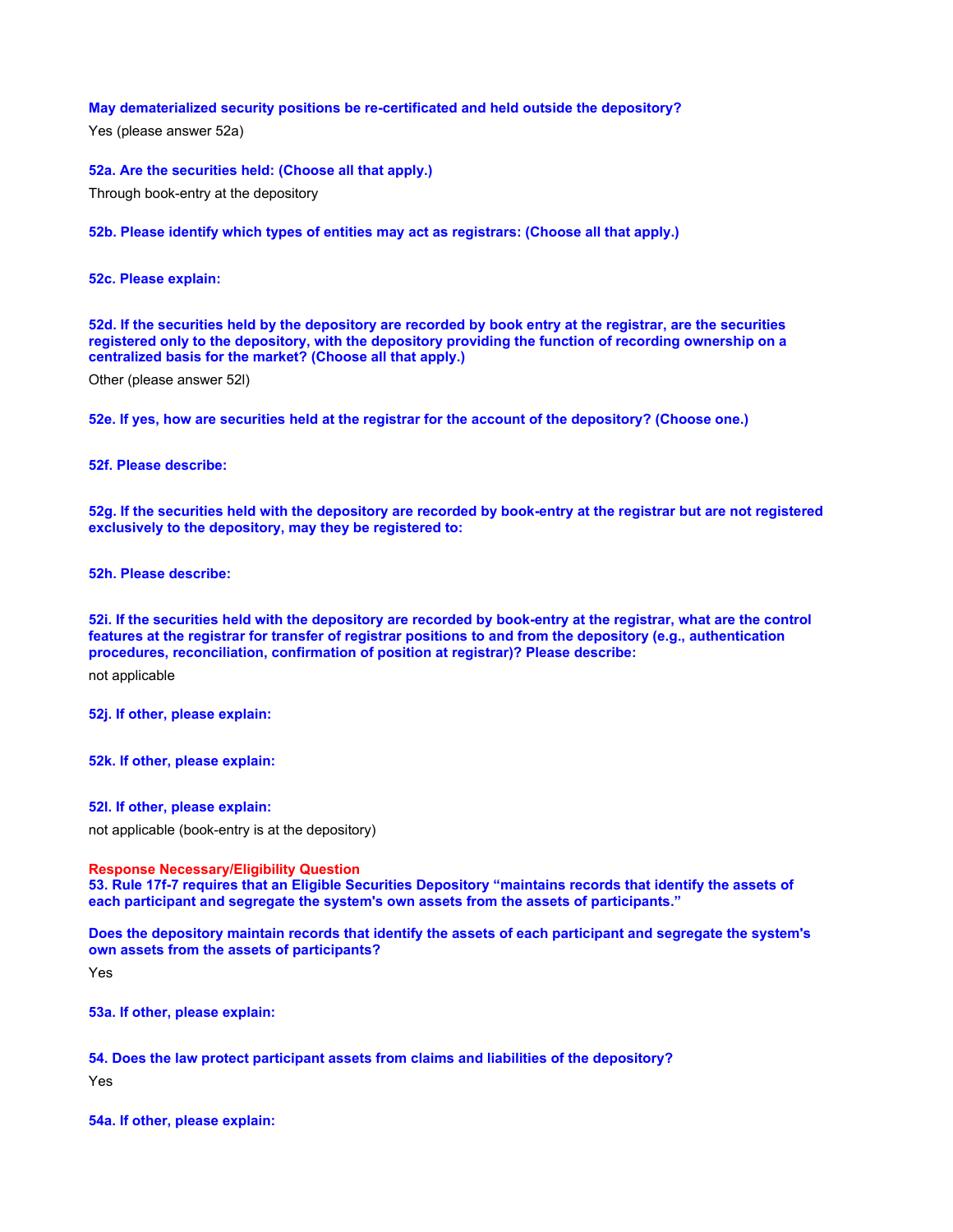**May dematerialized security positions be re-certificated and held outside the depository?**

Yes (please answer 52a)

**52a. Are the securities held: (Choose all that apply.)**

Through book-entry at the depository

**52b. Please identify which types of entities may act as registrars: (Choose all that apply.)**

**52c. Please explain:**

**52d. If the securities held by the depository are recorded by book entry at the registrar, are the securities registered only to the depository, with the depository providing the function of recording ownership on a centralized basis for the market? (Choose all that apply.)**

Other (please answer 52l)

**52e. If yes, how are securities held at the registrar for the account of the depository? (Choose one.)**

**52f. Please describe:**

**52g. If the securities held with the depository are recorded by book-entry at the registrar but are not registered exclusively to the depository, may they be registered to:**

**52h. Please describe:**

**52i. If the securities held with the depository are recorded by book-entry at the registrar, what are the control features at the registrar for transfer of registrar positions to and from the depository (e.g., authentication procedures, reconciliation, confirmation of position at registrar)? Please describe:**

not applicable

**52j. If other, please explain:**

**52k. If other, please explain:**

**52l. If other, please explain:**

not applicable (book-entry is at the depository)

**Response Necessary/Eligibility Question**

**53. Rule 17f-7 requires that an Eligible Securities Depository "maintains records that identify the assets of each participant and segregate the system's own assets from the assets of participants."**

**Does the depository maintain records that identify the assets of each participant and segregate the system's own assets from the assets of participants?**

Yes

**53a. If other, please explain:**

**54. Does the law protect participant assets from claims and liabilities of the depository?**

Yes

**54a. If other, please explain:**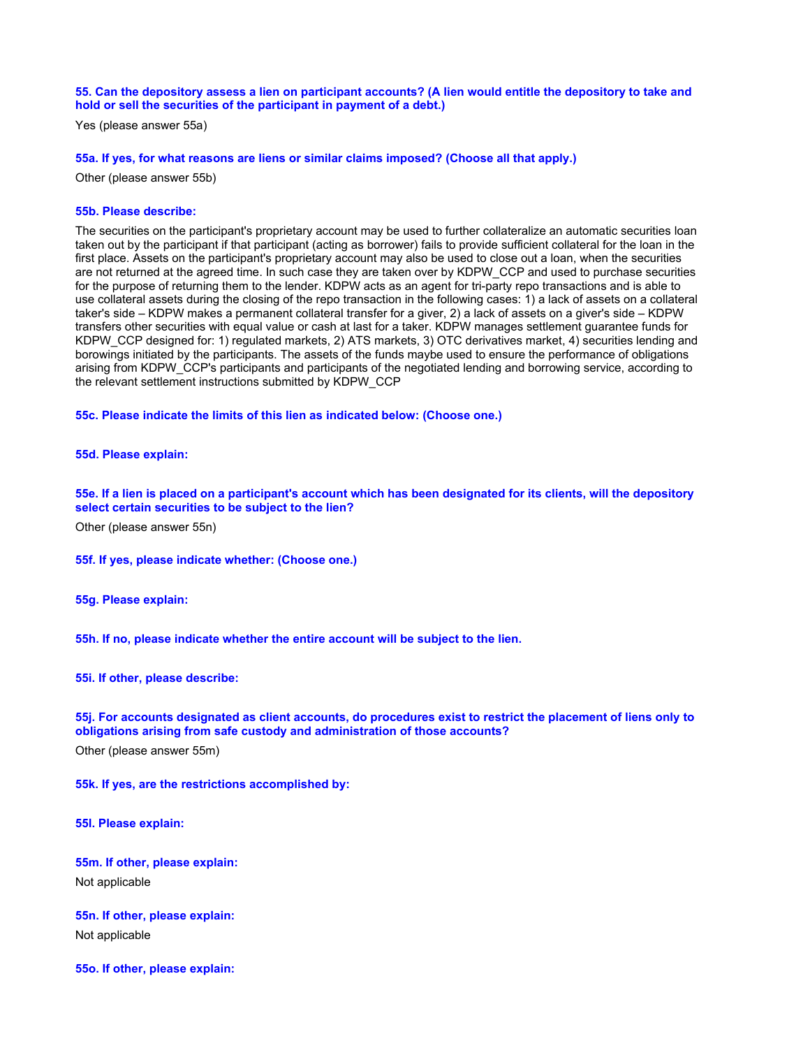**55. Can the depository assess a lien on participant accounts? (A lien would entitle the depository to take and hold or sell the securities of the participant in payment of a debt.)**

Yes (please answer 55a)

**55a. If yes, for what reasons are liens or similar claims imposed? (Choose all that apply.)**

Other (please answer 55b)

**55b. Please describe:**

The securities on the participant's proprietary account may be used to further collateralize an automatic securities loan taken out by the participant if that participant (acting as borrower) fails to provide sufficient collateral for the loan in the first place. Assets on the participant's proprietary account may also be used to close out a loan, when the securities are not returned at the agreed time. In such case they are taken over by KDPW_CCP and used to purchase securities for the purpose of returning them to the lender. KDPW acts as an agent for tri-party repo transactions and is able to use collateral assets during the closing of the repo transaction in the following cases: 1) a lack of assets on a collateral taker's side – KDPW makes a permanent collateral transfer for a giver, 2) a lack of assets on a giver's side – KDPW transfers other securities with equal value or cash at last for a taker. KDPW manages settlement guarantee funds for KDPW_CCP designed for: 1) regulated markets, 2) ATS markets, 3) OTC derivatives market, 4) securities lending and borowings initiated by the participants. The assets of the funds maybe used to ensure the performance of obligations arising from KDPW_CCP's participants and participants of the negotiated lending and borrowing service, according to the relevant settlement instructions submitted by KDPW_CCP

**55c. Please indicate the limits of this lien as indicated below: (Choose one.)**

**55d. Please explain:**

**55e. If a lien is placed on a participant's account which has been designated for its clients, will the depository select certain securities to be subject to the lien?**

Other (please answer 55n)

**55f. If yes, please indicate whether: (Choose one.)**

**55g. Please explain:**

**55h. If no, please indicate whether the entire account will be subject to the lien.**

**55i. If other, please describe:**

**55j. For accounts designated as client accounts, do procedures exist to restrict the placement of liens only to obligations arising from safe custody and administration of those accounts?**

Other (please answer 55m)

**55k. If yes, are the restrictions accomplished by:**

**55l. Please explain:**

**55m. If other, please explain:**

Not applicable

**55n. If other, please explain:**

Not applicable

**55o. If other, please explain:**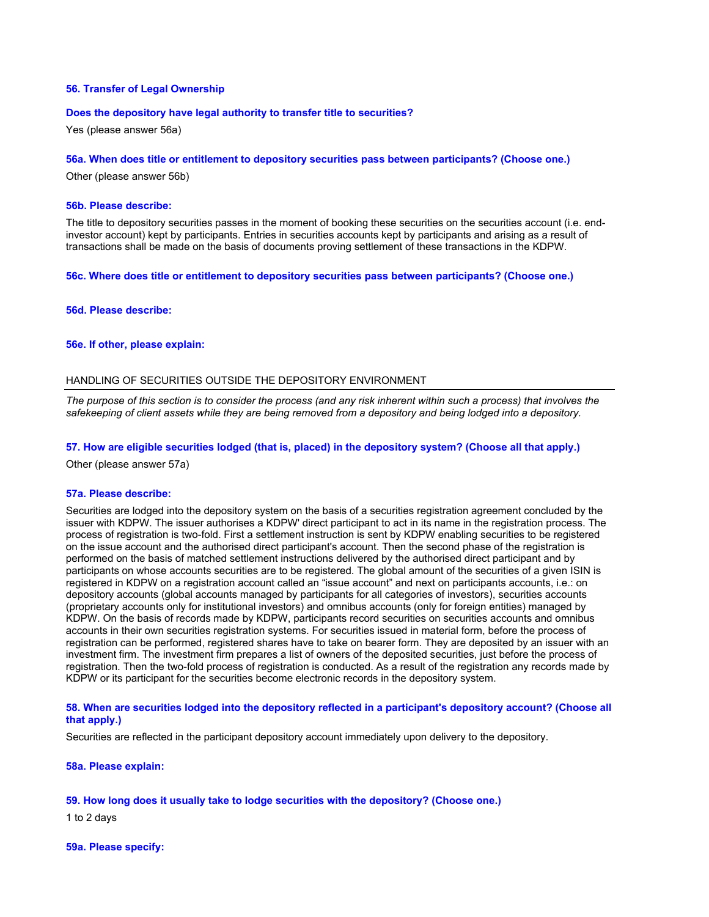**56. Transfer of Legal Ownership**

**Does the depository have legal authority to transfer title to securities?**

Yes (please answer 56a)

**56a. When does title or entitlement to depository securities pass between participants? (Choose one.)**

Other (please answer 56b)

**56b. Please describe:**

The title to depository securities passes in the moment of booking these securities on the securities account (i.e. end-investor account) kept by participants. Entries in securities accounts kept by participants and arising as a result of transactions shall be made on the basis of documents proving settlement of these transactions in the KDPW.

**56c. Where does title or entitlement to depository securities pass between participants? (Choose one.)**

**56d. Please describe:**

**56e. If other, please explain:**

## HANDLING OF SECURITIES OUTSIDE THE DEPOSITORY ENVIRONMENT

*The purpose of this section is to consider the process (and any risk inherent within such a process) that involves the safekeeping of client assets while they are being removed from a depository and being lodged into a depository.*

**57. How are eligible securities lodged (that is, placed) in the depository system? (Choose all that apply.)**

Other (please answer 57a)

**57a. Please describe:**

Securities are lodged into the depository system on the basis of a securities registration agreement concluded by the issuer with KDPW. The issuer authorises a KDPW' direct participant to act in its name in the registration process. The process of registration is two-fold. First a settlement instruction is sent by KDPW enabling securities to be registered on the issue account and the authorised direct participant's account. Then the second phase of the registration is performed on the basis of matched settlement instructions delivered by the authorised direct participant and by participants on whose accounts securities are to be registered. The global amount of the securities of a given ISIN is registered in KDPW on a registration account called an “issue account” and next on participants accounts, i.e.: on depository accounts (global accounts managed by participants for all categories of investors), securities accounts (proprietary accounts only for institutional investors) and omnibus accounts (only for foreign entities) managed by KDPW. On the basis of records made by KDPW, participants record securities on securities accounts and omnibus accounts in their own securities registration systems. For securities issued in material form, before the process of registration can be performed, registered shares have to take on bearer form. They are deposited by an issuer with an investment firm. The investment firm prepares a list of owners of the deposited securities, just before the process of registration. Then the two-fold process of registration is conducted. As a result of the registration any records made by KDPW or its participant for the securities become electronic records in the depository system.

**58. When are securities lodged into the depository reflected in a participant's depository account? (Choose all that apply.)**

Securities are reflected in the participant depository account immediately upon delivery to the depository.

**58a. Please explain:**

**59. How long does it usually take to lodge securities with the depository? (Choose one.)**

1 to 2 days

**59a. Please specify:**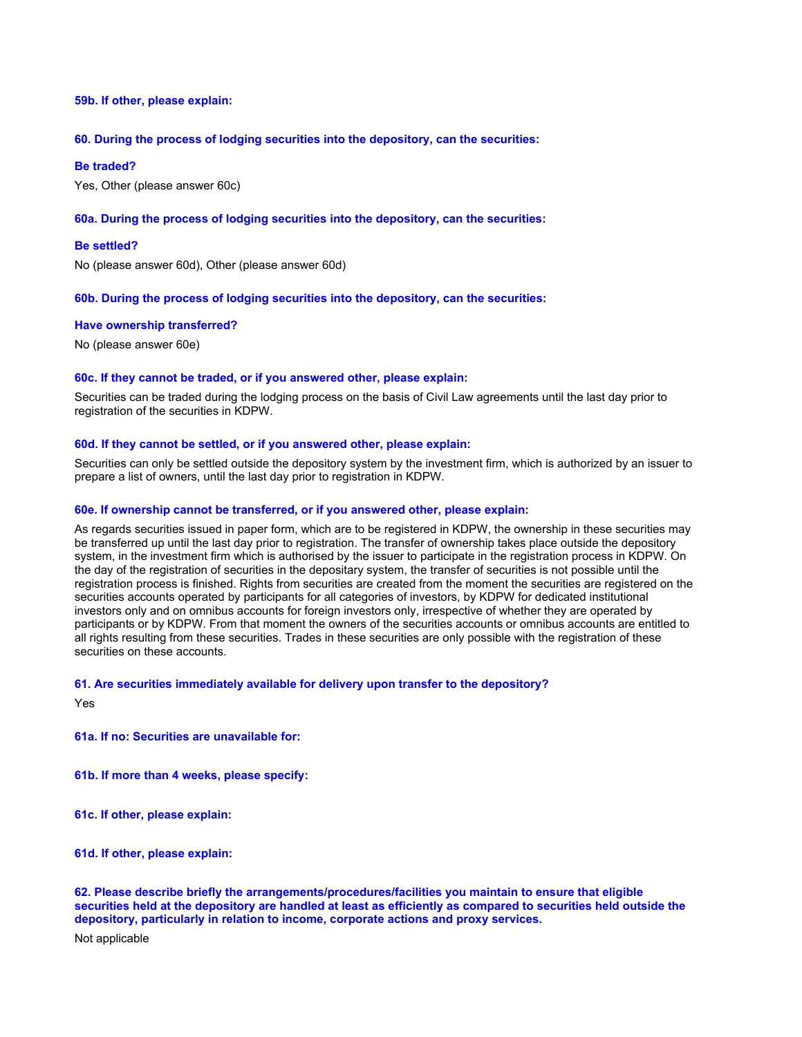**59b. If other, please explain:**

**60. During the process of lodging securities into the depository, can the securities:**

**Be traded?**

Yes, Other (please answer 60c)

**60a. During the process of lodging securities into the depository, can the securities:**

**Be settled?**

No (please answer 60d), Other (please answer 60d)

**60b. During the process of lodging securities into the depository, can the securities:**

**Have ownership transferred?**

No (please answer 60e)

**60c. If they cannot be traded, or if you answered other, please explain:**

Securities can be traded during the lodging process on the basis of Civil Law agreements until the last day prior to registration of the securities in KDPW.

**60d. If they cannot be settled, or if you answered other, please explain:**

Securities can only be settled outside the depository system by the investment firm, which is authorized by an issuer to prepare a list of owners, until the last day prior to registration in KDPW.

**60e. If ownership cannot be transferred, or if you answered other, please explain:**

As regards securities issued in paper form, which are to be registered in KDPW, the ownership in these securities may be transferred up until the last day prior to registration. The transfer of ownership takes place outside the depository system, in the investment firm which is authorised by the issuer to participate in the registration process in KDPW. On the day of the registration of securities in the depositary system, the transfer of securities is not possible until the registration process is finished. Rights from securities are created from the moment the securities are registered on the securities accounts operated by participants for all categories of investors, by KDPW for dedicated institutional investors only and on omnibus accounts for foreign investors only, irrespective of whether they are operated by participants or by KDPW. From that moment the owners of the securities accounts or omnibus accounts are entitled to all rights resulting from these securities. Trades in these securities are only possible with the registration of these securities on these accounts.

**61. Are securities immediately available for delivery upon transfer to the depository?**

Yes

**61a. If no: Securities are unavailable for:**

**61b. If more than 4 weeks, please specify:**

**61c. If other, please explain:**

**61d. If other, please explain:**

**62. Please describe briefly the arrangements/procedures/facilities you maintain to ensure that eligible securities held at the depository are handled at least as efficiently as compared to securities held outside the depository, particularly in relation to income, corporate actions and proxy services.**

Not applicable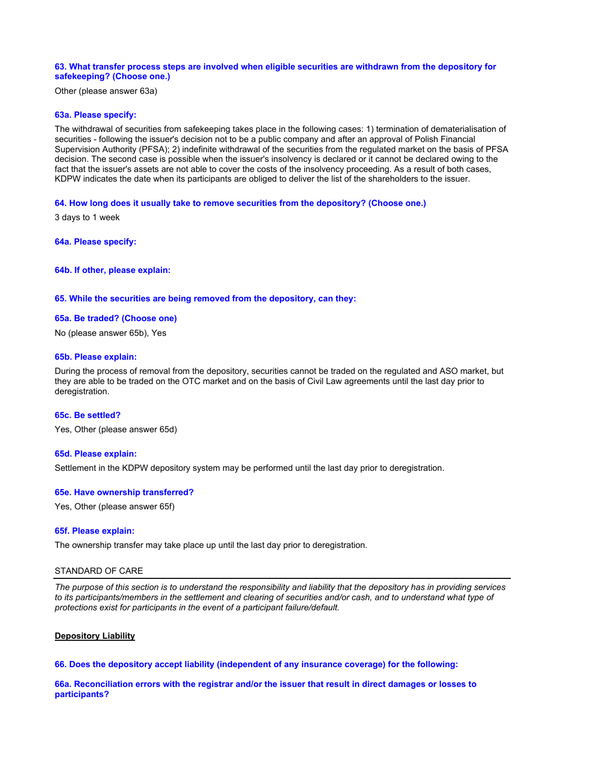**63. What transfer process steps are involved when eligible securities are withdrawn from the depository for safekeeping? (Choose one.)**

Other (please answer 63a)

**63a. Please specify:**

The withdrawal of securities from safekeeping takes place in the following cases: 1) termination of dematerialisation of securities - following the issuer's decision not to be a public company and after an approval of Polish Financial Supervision Authority (PFSA); 2) indefinite withdrawal of the securities from the regulated market on the basis of PFSA decision. The second case is possible when the issuer's insolvency is declared or it cannot be declared owing to the fact that the issuer's assets are not able to cover the costs of the insolvency proceeding. As a result of both cases, KDPW indicates the date when its participants are obliged to deliver the list of the shareholders to the issuer.

**64. How long does it usually take to remove securities from the depository? (Choose one.)**

3 days to 1 week

**64a. Please specify:**

**64b. If other, please explain:**

**65. While the securities are being removed from the depository, can they:**

**65a. Be traded? (Choose one)**

No (please answer 65b), Yes

**65b. Please explain:**

During the process of removal from the depository, securities cannot be traded on the regulated and ASO market, but they are able to be traded on the OTC market and on the basis of Civil Law agreements until the last day prior to deregistration.

**65c. Be settled?**

Yes, Other (please answer 65d)

**65d. Please explain:**

Settlement in the KDPW depository system may be performed until the last day prior to deregistration.

**65e. Have ownership transferred?**

Yes, Other (please answer 65f)

**65f. Please explain:**

The ownership transfer may take place up until the last day prior to deregistration.

## STANDARD OF CARE

*The purpose of this section is to understand the responsibility and liability that the depository has in providing services to its participants/members in the settlement and clearing of securities and/or cash, and to understand what type of protections exist for participants in the event of a participant failure/default.*

### Depository Liability

**66. Does the depository accept liability (independent of any insurance coverage) for the following:**

**66a. Reconciliation errors with the registrar and/or the issuer that result in direct damages or losses to participants?**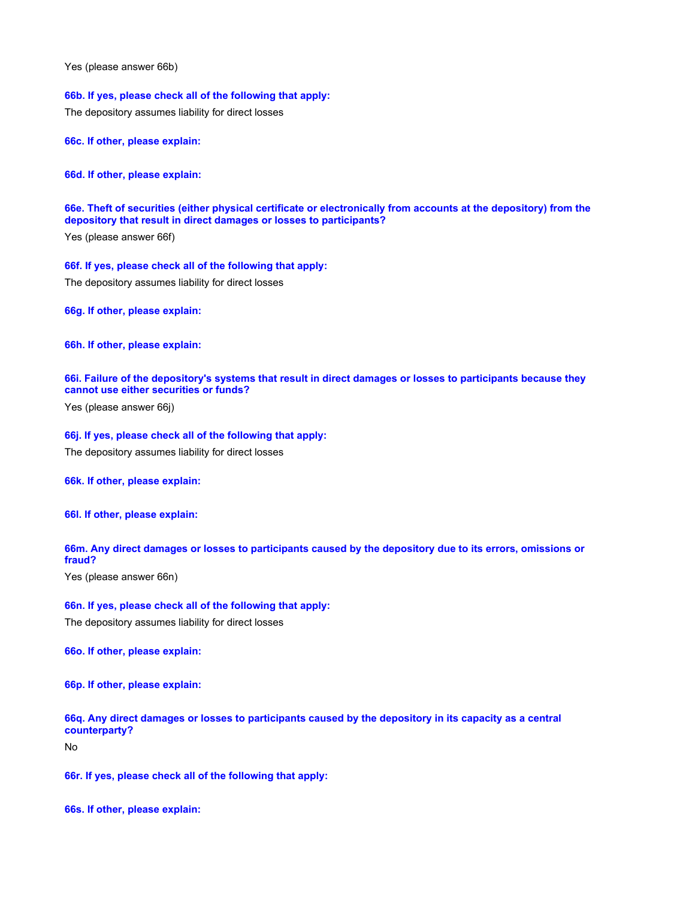Yes (please answer 66b)

**66b. If yes, please check all of the following that apply:**

The depository assumes liability for direct losses

**66c. If other, please explain:**

**66d. If other, please explain:**

**66e. Theft of securities (either physical certificate or electronically from accounts at the depository) from the depository that result in direct damages or losses to participants?**

Yes (please answer 66f)

**66f. If yes, please check all of the following that apply:**

The depository assumes liability for direct losses

**66g. If other, please explain:**

**66h. If other, please explain:**

**66i. Failure of the depository's systems that result in direct damages or losses to participants because they cannot use either securities or funds?**

Yes (please answer 66j)

**66j. If yes, please check all of the following that apply:**

The depository assumes liability for direct losses

**66k. If other, please explain:**

**66l. If other, please explain:**

**66m. Any direct damages or losses to participants caused by the depository due to its errors, omissions or fraud?**

Yes (please answer 66n)

**66n. If yes, please check all of the following that apply:**

The depository assumes liability for direct losses

**66o. If other, please explain:**

**66p. If other, please explain:**

**66q. Any direct damages or losses to participants caused by the depository in its capacity as a central counterparty?**

No

**66r. If yes, please check all of the following that apply:**

**66s. If other, please explain:**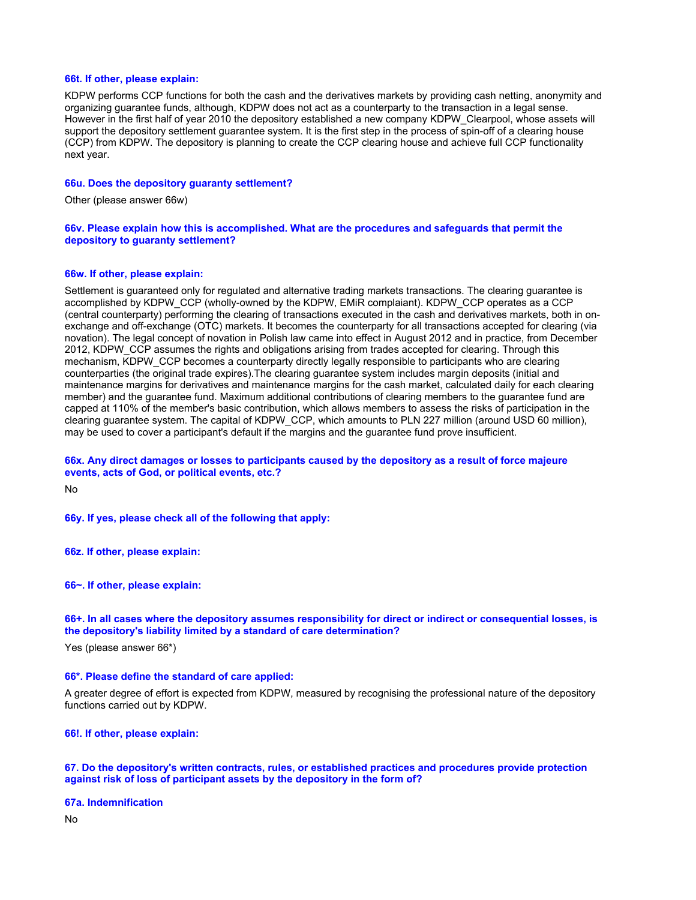#### 66t. If other, please explain:

KDPW performs CCP functions for both the cash and the derivatives markets by providing cash netting, anonymity and organizing guarantee funds, although, KDPW does not act as a counterparty to the transaction in a legal sense. However in the first half of year 2010 the depository established a new company KDPW_Clearpool, whose assets will support the depository settlement guarantee system. It is the first step in the process of spin-off of a clearing house (CCP) from KDPW. The depository is planning to create the CCP clearing house and achieve full CCP functionality next year.

#### 66u. Does the depository guaranty settlement?

Other (please answer 66w)

#### 66v. Please explain how this is accomplished. What are the procedures and safeguards that permit the depository to guaranty settlement?

#### 66w. If other, please explain:

Settlement is guaranteed only for regulated and alternative trading markets transactions. The clearing guarantee is accomplished by KDPW_CCP (wholly-owned by the KDPW, EMiR complaiant). KDPW_CCP operates as a CCP (central counterparty) performing the clearing of transactions executed in the cash and derivatives markets, both in on-exchange and off-exchange (OTC) markets. It becomes the counterparty for all transactions accepted for clearing (via novation). The legal concept of novation in Polish law came into effect in August 2012 and in practice, from December 2012, KDPW_CCP assumes the rights and obligations arising from trades accepted for clearing. Through this mechanism, KDPW_CCP becomes a counterparty directly legally responsible to participants who are clearing counterparties (the original trade expires).The clearing guarantee system includes margin deposits (initial and maintenance margins for derivatives and maintenance margins for the cash market, calculated daily for each clearing member) and the guarantee fund. Maximum additional contributions of clearing members to the guarantee fund are capped at 110% of the member's basic contribution, which allows members to assess the risks of participation in the clearing guarantee system. The capital of KDPW_CCP, which amounts to PLN 227 million (around USD 60 million), may be used to cover a participant's default if the margins and the guarantee fund prove insufficient.

#### 66x. Any direct damages or losses to participants caused by the depository as a result of force majeure events, acts of God, or political events, etc.?

No

#### 66y. If yes, please check all of the following that apply:

#### 66z. If other, please explain:

#### 66~. If other, please explain:

#### 66+. In all cases where the depository assumes responsibility for direct or indirect or consequential losses, is the depository's liability limited by a standard of care determination?

Yes (please answer 66*)

#### 66*. Please define the standard of care applied:

A greater degree of effort is expected from KDPW, measured by recognising the professional nature of the depository functions carried out by KDPW.

#### 66!. If other, please explain:

#### 67. Do the depository's written contracts, rules, or established practices and procedures provide protection against risk of loss of participant assets by the depository in the form of?

#### 67a. Indemnification

No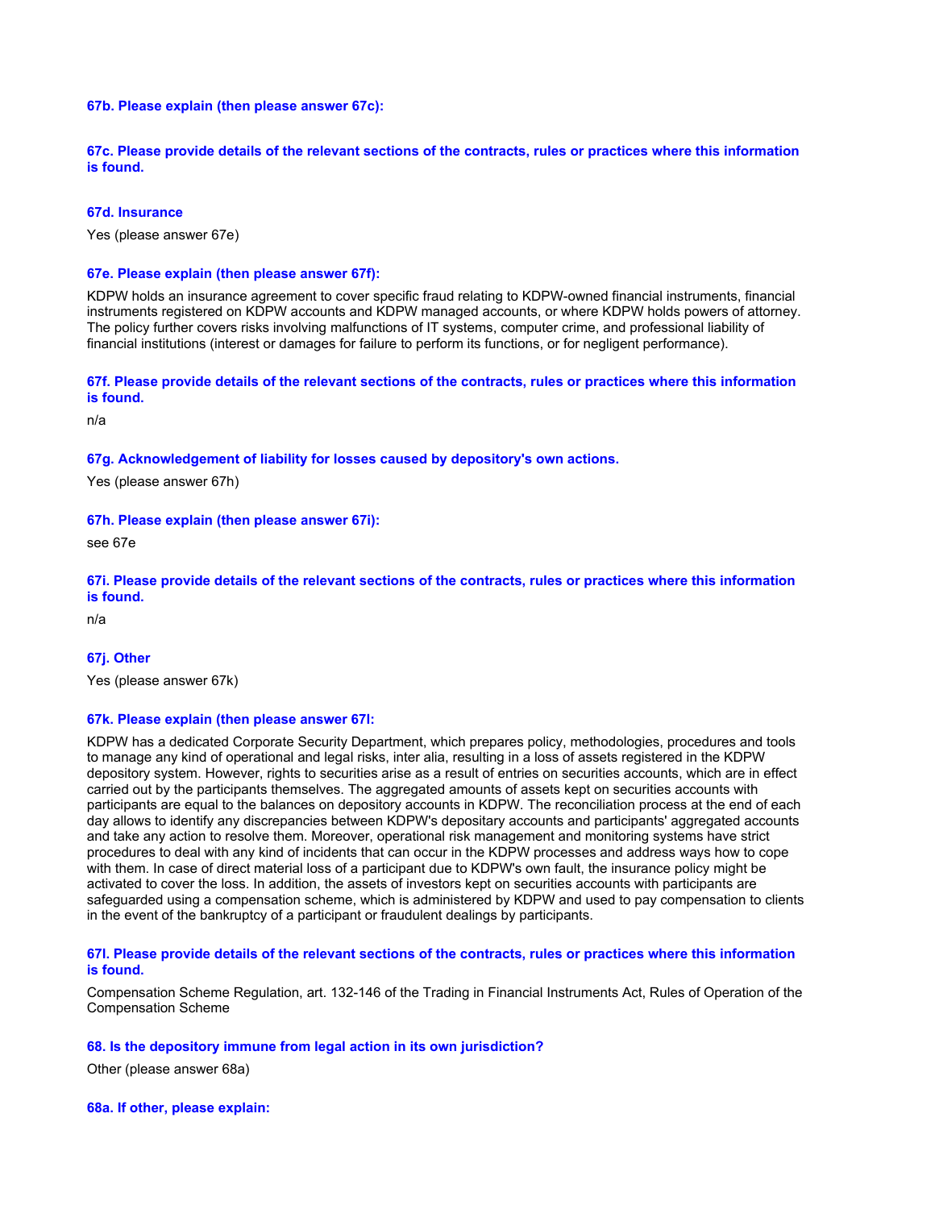**67b. Please explain (then please answer 67c):**

**67c. Please provide details of the relevant sections of the contracts, rules or practices where this information is found.**

**67d. Insurance**

Yes (please answer 67e)

**67e. Please explain (then please answer 67f):**

KDPW holds an insurance agreement to cover specific fraud relating to KDPW-owned financial instruments, financial instruments registered on KDPW accounts and KDPW managed accounts, or where KDPW holds powers of attorney. The policy further covers risks involving malfunctions of IT systems, computer crime, and professional liability of financial institutions (interest or damages for failure to perform its functions, or for negligent performance).

**67f. Please provide details of the relevant sections of the contracts, rules or practices where this information is found.**

n/a

**67g. Acknowledgement of liability for losses caused by depository's own actions.**

Yes (please answer 67h)

**67h. Please explain (then please answer 67i):**

see 67e

**67i. Please provide details of the relevant sections of the contracts, rules or practices where this information is found.**

n/a

**67j. Other**

Yes (please answer 67k)

**67k. Please explain (then please answer 67l:**

KDPW has a dedicated Corporate Security Department, which prepares policy, methodologies, procedures and tools to manage any kind of operational and legal risks, inter alia, resulting in a loss of assets registered in the KDPW depository system. However, rights to securities arise as a result of entries on securities accounts, which are in effect carried out by the participants themselves. The aggregated amounts of assets kept on securities accounts with participants are equal to the balances on depository accounts in KDPW. The reconciliation process at the end of each day allows to identify any discrepancies between KDPW's depositary accounts and participants' aggregated accounts and take any action to resolve them. Moreover, operational risk management and monitoring systems have strict procedures to deal with any kind of incidents that can occur in the KDPW processes and address ways how to cope with them. In case of direct material loss of a participant due to KDPW's own fault, the insurance policy might be activated to cover the loss. In addition, the assets of investors kept on securities accounts with participants are safeguarded using a compensation scheme, which is administered by KDPW and used to pay compensation to clients in the event of the bankruptcy of a participant or fraudulent dealings by participants.

**67l. Please provide details of the relevant sections of the contracts, rules or practices where this information is found.**

Compensation Scheme Regulation, art. 132-146 of the Trading in Financial Instruments Act, Rules of Operation of the Compensation Scheme

**68. Is the depository immune from legal action in its own jurisdiction?**

Other (please answer 68a)

**68a. If other, please explain:**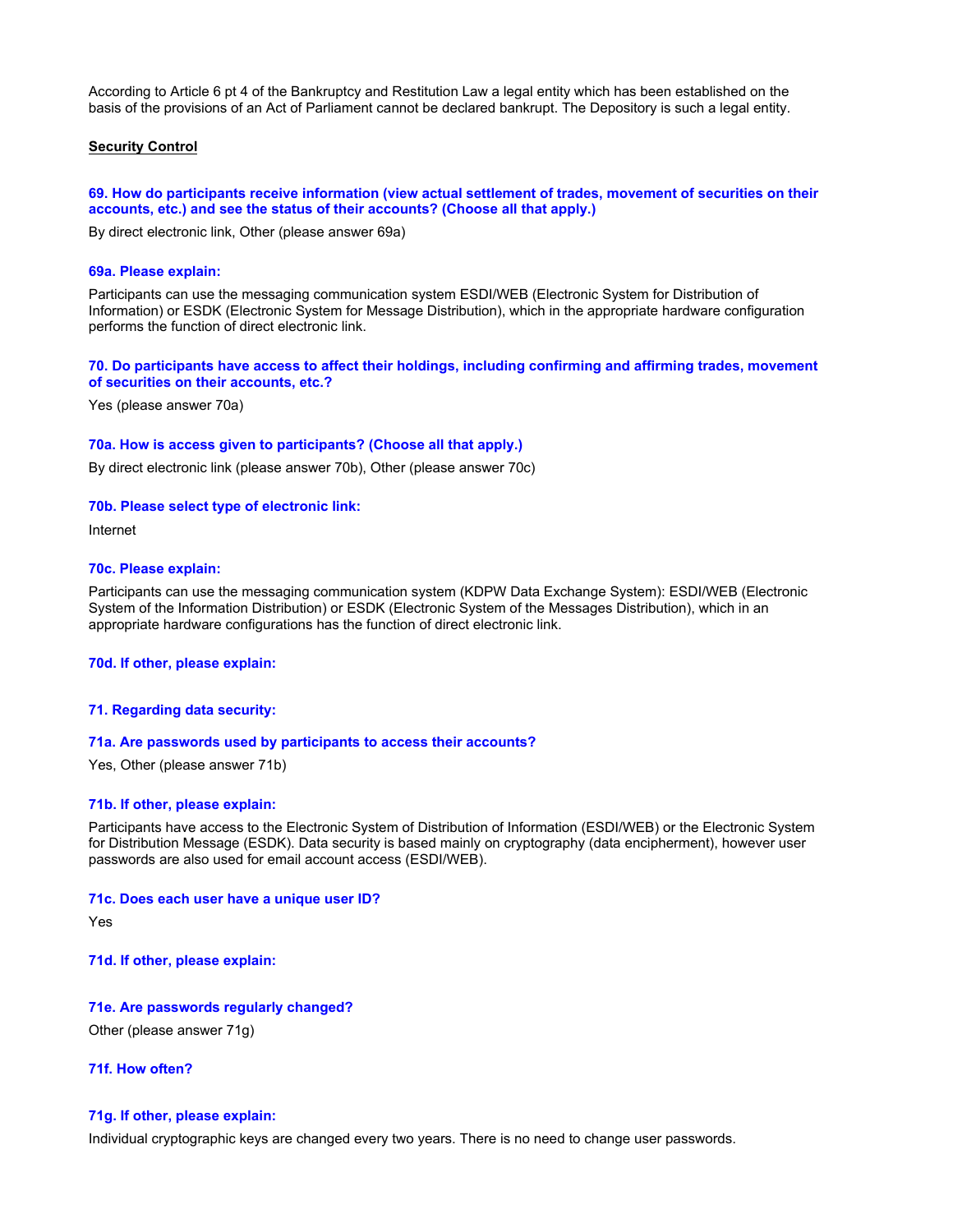According to Article 6 pt 4 of the Bankruptcy and Restitution Law a legal entity which has been established on the basis of the provisions of an Act of Parliament cannot be declared bankrupt. The Depository is such a legal entity.

**Security Control**

**69. How do participants receive information (view actual settlement of trades, movement of securities on their accounts, etc.) and see the status of their accounts? (Choose all that apply.)**

By direct electronic link, Other (please answer 69a)

**69a. Please explain:**

Participants can use the messaging communication system ESDI/WEB (Electronic System for Distribution of Information) or ESDK (Electronic System for Message Distribution), which in the appropriate hardware configuration performs the function of direct electronic link.

**70. Do participants have access to affect their holdings, including confirming and affirming trades, movement of securities on their accounts, etc.?**

Yes (please answer 70a)

**70a. How is access given to participants? (Choose all that apply.)**

By direct electronic link (please answer 70b), Other (please answer 70c)

**70b. Please select type of electronic link:**

Internet

**70c. Please explain:**

Participants can use the messaging communication system (KDPW Data Exchange System): ESDI/WEB (Electronic System of the Information Distribution) or ESDK (Electronic System of the Messages Distribution), which in an appropriate hardware configurations has the function of direct electronic link.

**70d. If other, please explain:**

**71. Regarding data security:**

**71a. Are passwords used by participants to access their accounts?**

Yes, Other (please answer 71b)

**71b. If other, please explain:**

Participants have access to the Electronic System of Distribution of Information (ESDI/WEB) or the Electronic System for Distribution Message (ESDK). Data security is based mainly on cryptography (data encipherment), however user passwords are also used for email account access (ESDI/WEB).

**71c. Does each user have a unique user ID?**

Yes

**71d. If other, please explain:**

**71e. Are passwords regularly changed?**

Other (please answer 71g)

**71f. How often?**

**71g. If other, please explain:**

Individual cryptographic keys are changed every two years. There is no need to change user passwords.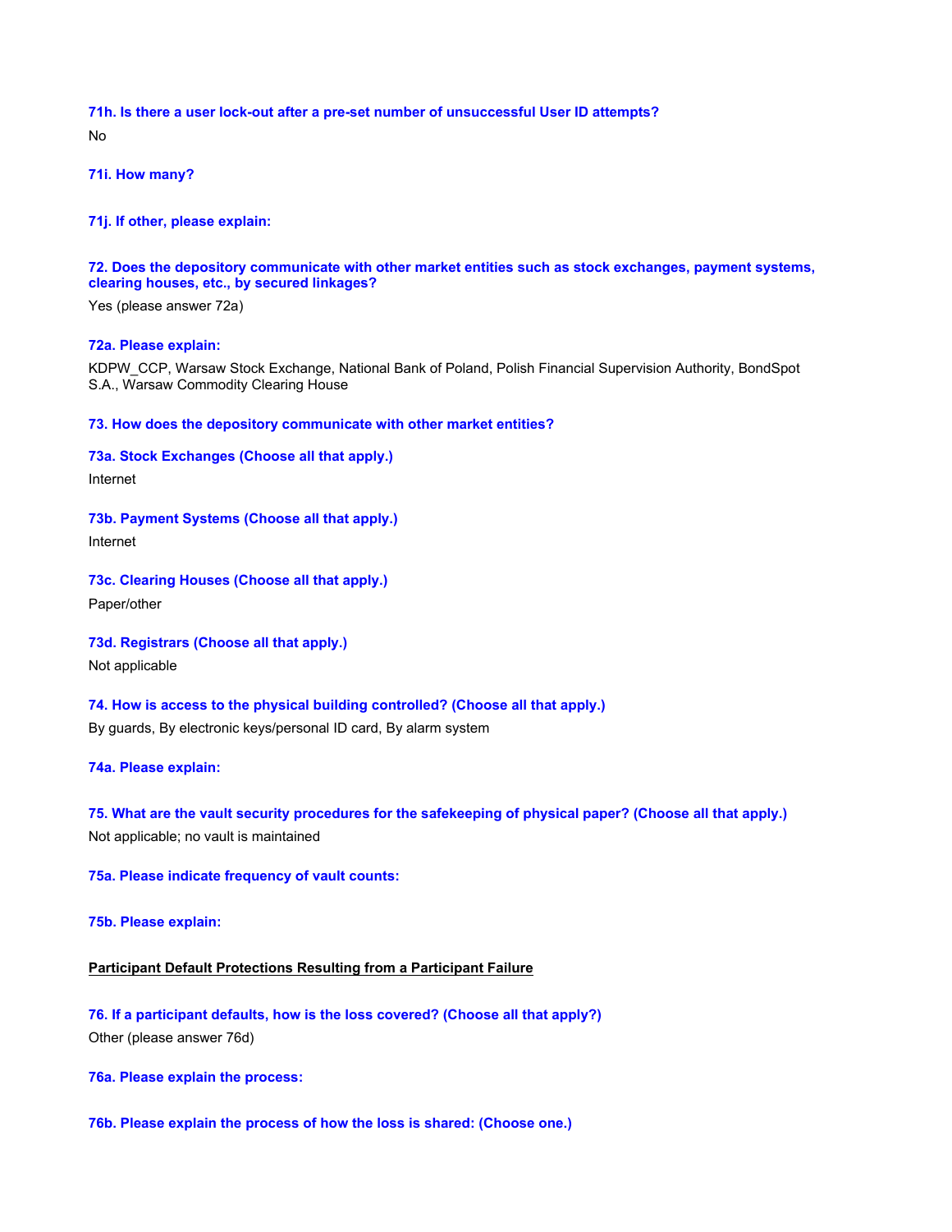**71h. Is there a user lock-out after a pre-set number of unsuccessful User ID attempts?**

No

**71i. How many?**

**71j. If other, please explain:**

**72. Does the depository communicate with other market entities such as stock exchanges, payment systems, clearing houses, etc., by secured linkages?**

Yes (please answer 72a)

**72a. Please explain:**

KDPW_CCP, Warsaw Stock Exchange, National Bank of Poland, Polish Financial Supervision Authority, BondSpot S.A., Warsaw Commodity Clearing House

**73. How does the depository communicate with other market entities?**

**73a. Stock Exchanges (Choose all that apply.)**

Internet

**73b. Payment Systems (Choose all that apply.)**

Internet

**73c. Clearing Houses (Choose all that apply.)**

Paper/other

**73d. Registrars (Choose all that apply.)**

Not applicable

**74. How is access to the physical building controlled? (Choose all that apply.)**

By guards, By electronic keys/personal ID card, By alarm system

**74a. Please explain:**

**75. What are the vault security procedures for the safekeeping of physical paper? (Choose all that apply.)**

Not applicable; no vault is maintained

**75a. Please indicate frequency of vault counts:**

**75b. Please explain:**

**Participant Default Protections Resulting from a Participant Failure**

**76. If a participant defaults, how is the loss covered? (Choose all that apply?)**

Other (please answer 76d)

**76a. Please explain the process:**

**76b. Please explain the process of how the loss is shared: (Choose one.)**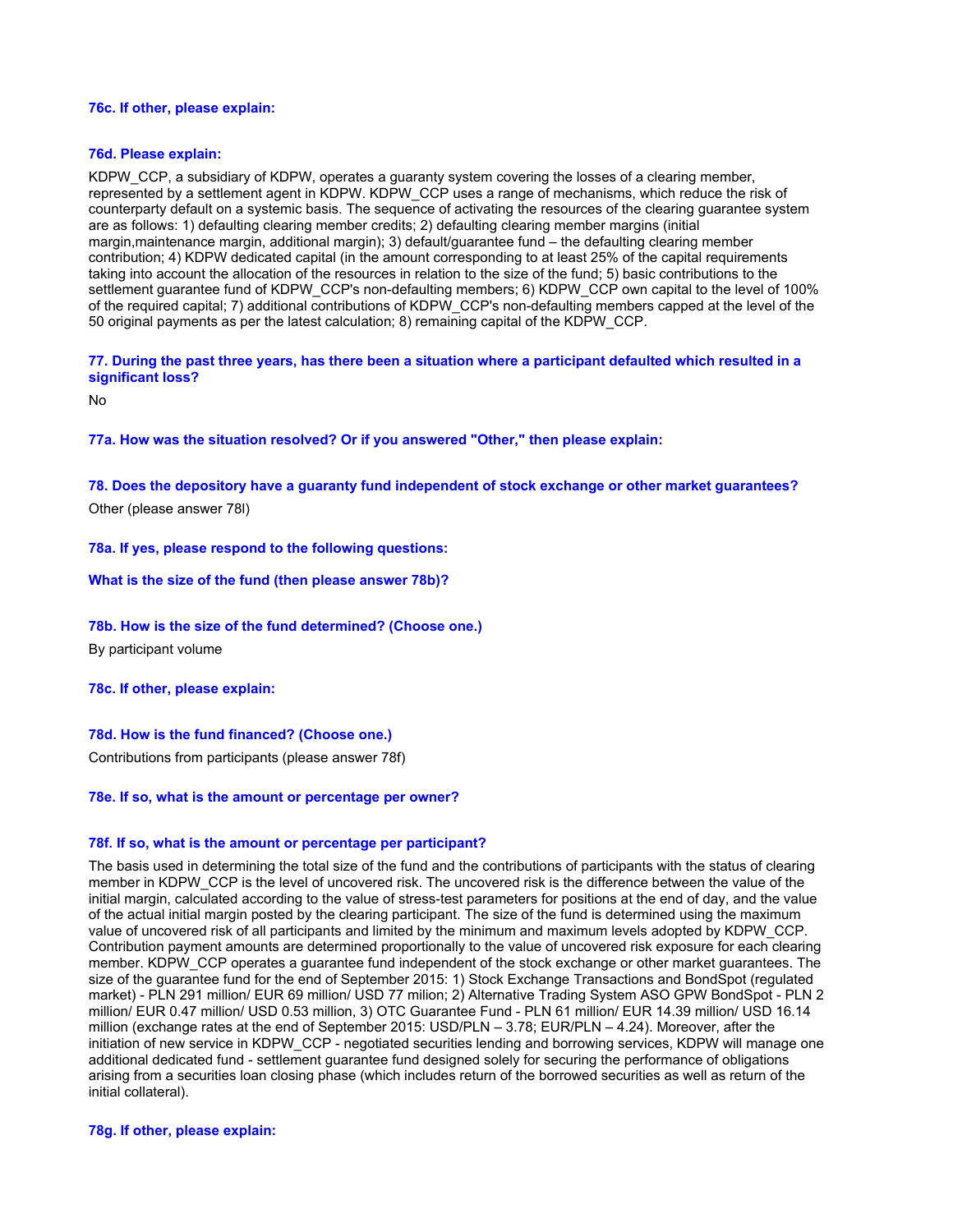**76c. If other, please explain:**

**76d. Please explain:**

KDPW_CCP, a subsidiary of KDPW, operates a guaranty system covering the losses of a clearing member, represented by a settlement agent in KDPW. KDPW_CCP uses a range of mechanisms, which reduce the risk of counterparty default on a systemic basis. The sequence of activating the resources of the clearing guarantee system are as follows: 1) defaulting clearing member credits; 2) defaulting clearing member margins (initial margin,maintenance margin, additional margin); 3) default/guarantee fund – the defaulting clearing member contribution; 4) KDPW dedicated capital (in the amount corresponding to at least 25% of the capital requirements taking into account the allocation of the resources in relation to the size of the fund; 5) basic contributions to the settlement guarantee fund of KDPW_CCP's non-defaulting members; 6) KDPW_CCP own capital to the level of 100% of the required capital; 7) additional contributions of KDPW_CCP's non-defaulting members capped at the level of the 50 original payments as per the latest calculation; 8) remaining capital of the KDPW_CCP.

**77. During the past three years, has there been a situation where a participant defaulted which resulted in a significant loss?**

No

**77a. How was the situation resolved? Or if you answered "Other," then please explain:**

**78. Does the depository have a guaranty fund independent of stock exchange or other market guarantees?**

Other (please answer 78l)

**78a. If yes, please respond to the following questions:**

**What is the size of the fund (then please answer 78b)?**

**78b. How is the size of the fund determined? (Choose one.)**

By participant volume

**78c. If other, please explain:**

**78d. How is the fund financed? (Choose one.)**

Contributions from participants (please answer 78f)

**78e. If so, what is the amount or percentage per owner?**

**78f. If so, what is the amount or percentage per participant?**

The basis used in determining the total size of the fund and the contributions of participants with the status of clearing member in KDPW_CCP is the level of uncovered risk. The uncovered risk is the difference between the value of the initial margin, calculated according to the value of stress-test parameters for positions at the end of day, and the value of the actual initial margin posted by the clearing participant. The size of the fund is determined using the maximum value of uncovered risk of all participants and limited by the minimum and maximum levels adopted by KDPW_CCP. Contribution payment amounts are determined proportionally to the value of uncovered risk exposure for each clearing member. KDPW_CCP operates a guarantee fund independent of the stock exchange or other market guarantees. The size of the guarantee fund for the end of September 2015: 1) Stock Exchange Transactions and BondSpot (regulated market) - PLN 291 million/ EUR 69 million/ USD 77 milion; 2) Alternative Trading System ASO GPW BondSpot - PLN 2 million/ EUR 0.47 million/ USD 0.53 million, 3) OTC Guarantee Fund - PLN 61 million/ EUR 14.39 million/ USD 16.14 million (exchange rates at the end of September 2015: USD/PLN – 3.78; EUR/PLN – 4.24). Moreover, after the initiation of new service in KDPW_CCP - negotiated securities lending and borrowing services, KDPW will manage one additional dedicated fund - settlement guarantee fund designed solely for securing the performance of obligations arising from a securities loan closing phase (which includes return of the borrowed securities as well as return of the initial collateral).

**78g. If other, please explain:**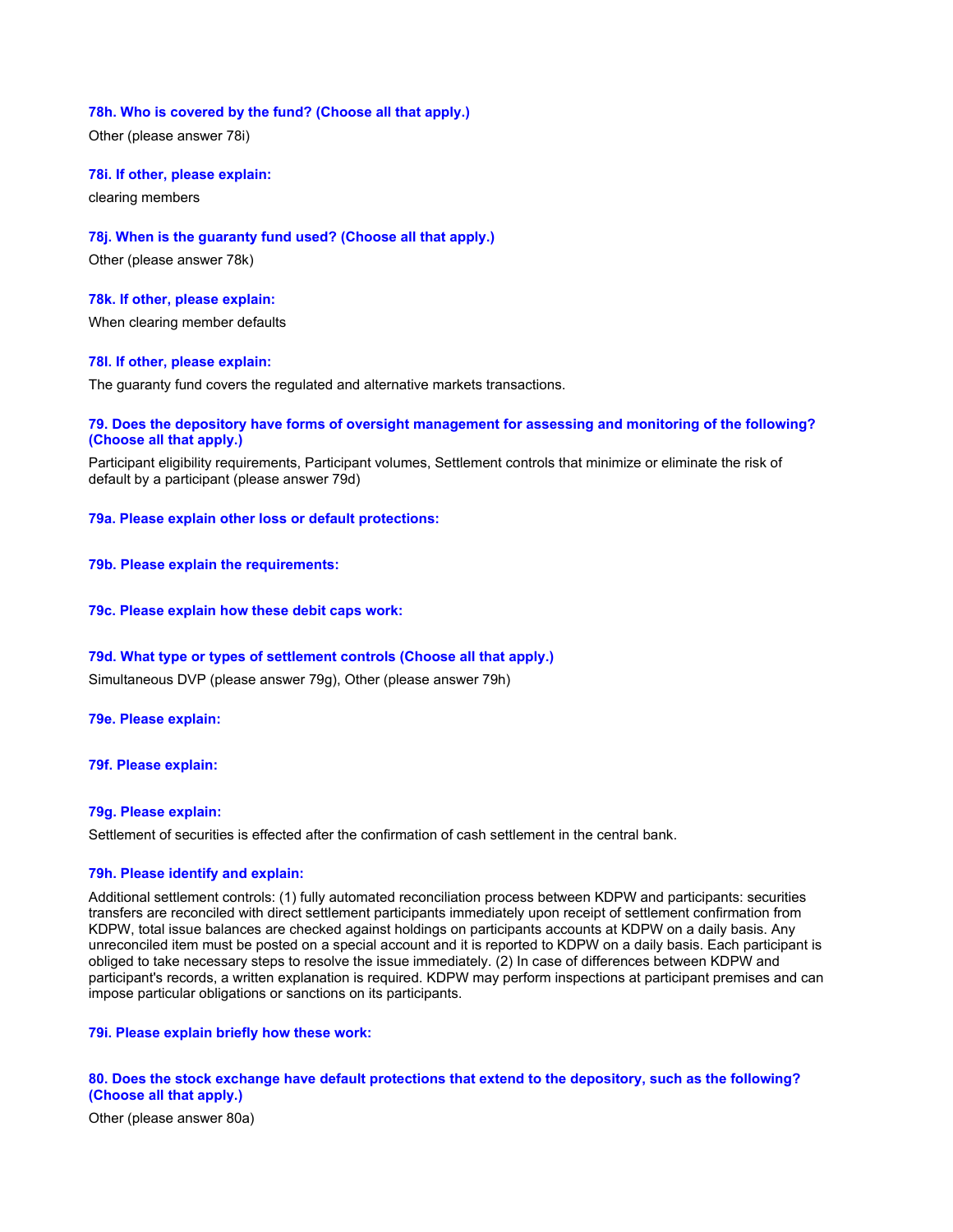**78h. Who is covered by the fund? (Choose all that apply.)**

Other (please answer 78i)

**78i. If other, please explain:**

clearing members

**78j. When is the guaranty fund used? (Choose all that apply.)**

Other (please answer 78k)

**78k. If other, please explain:**

When clearing member defaults

**78l. If other, please explain:**

The guaranty fund covers the regulated and alternative markets transactions.

**79. Does the depository have forms of oversight management for assessing and monitoring of the following? (Choose all that apply.)**

Participant eligibility requirements, Participant volumes, Settlement controls that minimize or eliminate the risk of default by a participant (please answer 79d)

**79a. Please explain other loss or default protections:**

**79b. Please explain the requirements:**

**79c. Please explain how these debit caps work:**

**79d. What type or types of settlement controls (Choose all that apply.)**

Simultaneous DVP (please answer 79g), Other (please answer 79h)

**79e. Please explain:**

**79f. Please explain:**

**79g. Please explain:**

Settlement of securities is effected after the confirmation of cash settlement in the central bank.

**79h. Please identify and explain:**

Additional settlement controls: (1) fully automated reconciliation process between KDPW and participants: securities transfers are reconciled with direct settlement participants immediately upon receipt of settlement confirmation from KDPW, total issue balances are checked against holdings on participants accounts at KDPW on a daily basis. Any unreconciled item must be posted on a special account and it is reported to KDPW on a daily basis. Each participant is obliged to take necessary steps to resolve the issue immediately. (2) In case of differences between KDPW and participant's records, a written explanation is required. KDPW may perform inspections at participant premises and can impose particular obligations or sanctions on its participants.

**79i. Please explain briefly how these work:**

**80. Does the stock exchange have default protections that extend to the depository, such as the following? (Choose all that apply.)**

Other (please answer 80a)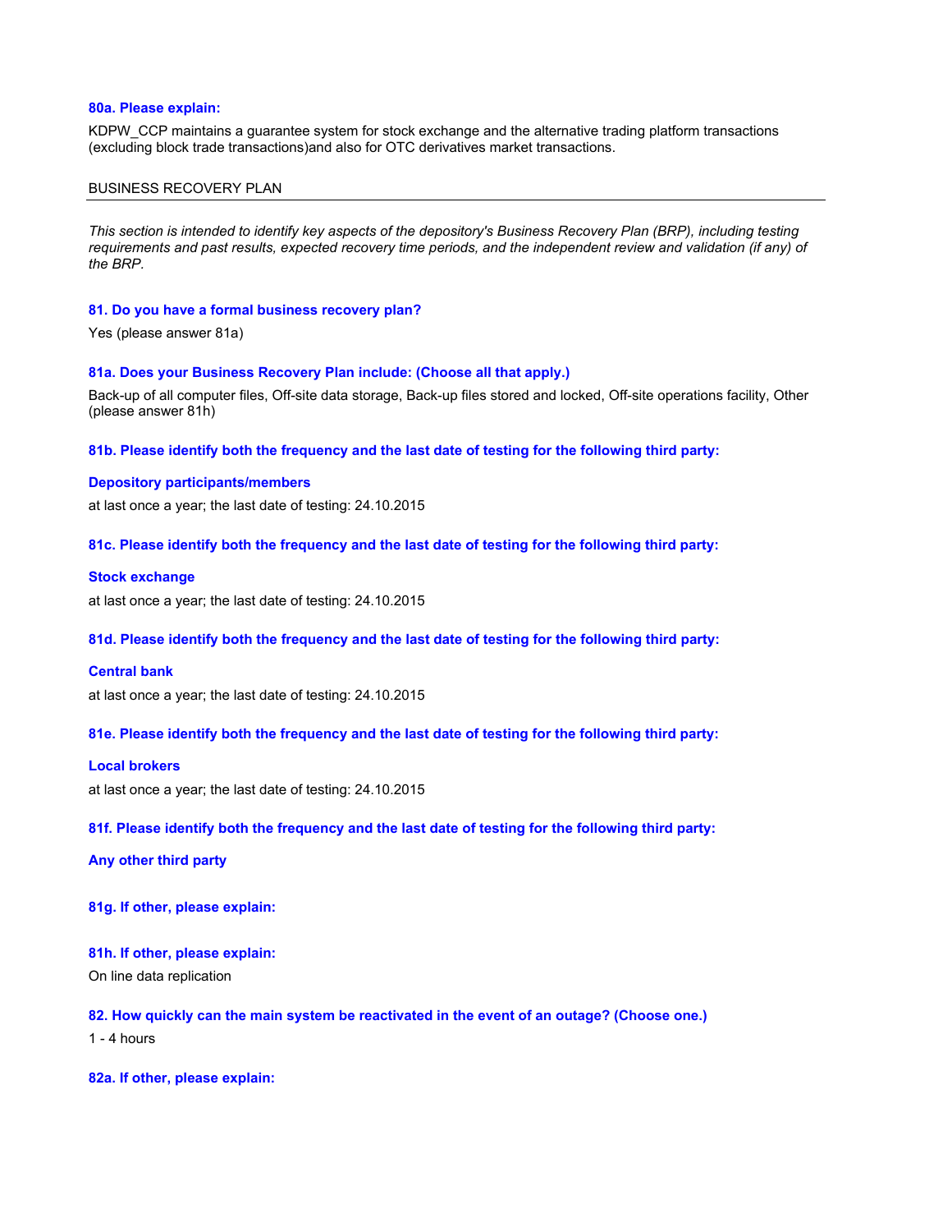**80a. Please explain:**

KDPW_CCP maintains a guarantee system for stock exchange and the alternative trading platform transactions (excluding block trade transactions)and also for OTC derivatives market transactions.

## BUSINESS RECOVERY PLAN

*This section is intended to identify key aspects of the depository's Business Recovery Plan (BRP), including testing requirements and past results, expected recovery time periods, and the independent review and validation (if any) of the BRP.*

**81. Do you have a formal business recovery plan?**

Yes (please answer 81a)

**81a. Does your Business Recovery Plan include: (Choose all that apply.)**

Back-up of all computer files, Off-site data storage, Back-up files stored and locked, Off-site operations facility, Other (please answer 81h)

**81b. Please identify both the frequency and the last date of testing for the following third party:**

**Depository participants/members**

at last once a year; the last date of testing: 24.10.2015

**81c. Please identify both the frequency and the last date of testing for the following third party:**

**Stock exchange**

at last once a year; the last date of testing: 24.10.2015

**81d. Please identify both the frequency and the last date of testing for the following third party:**

**Central bank**

at last once a year; the last date of testing: 24.10.2015

**81e. Please identify both the frequency and the last date of testing for the following third party:**

**Local brokers**

at last once a year; the last date of testing: 24.10.2015

**81f. Please identify both the frequency and the last date of testing for the following third party:**

**Any other third party**

**81g. If other, please explain:**

**81h. If other, please explain:**

On line data replication

**82. How quickly can the main system be reactivated in the event of an outage? (Choose one.)**

1 - 4 hours

**82a. If other, please explain:**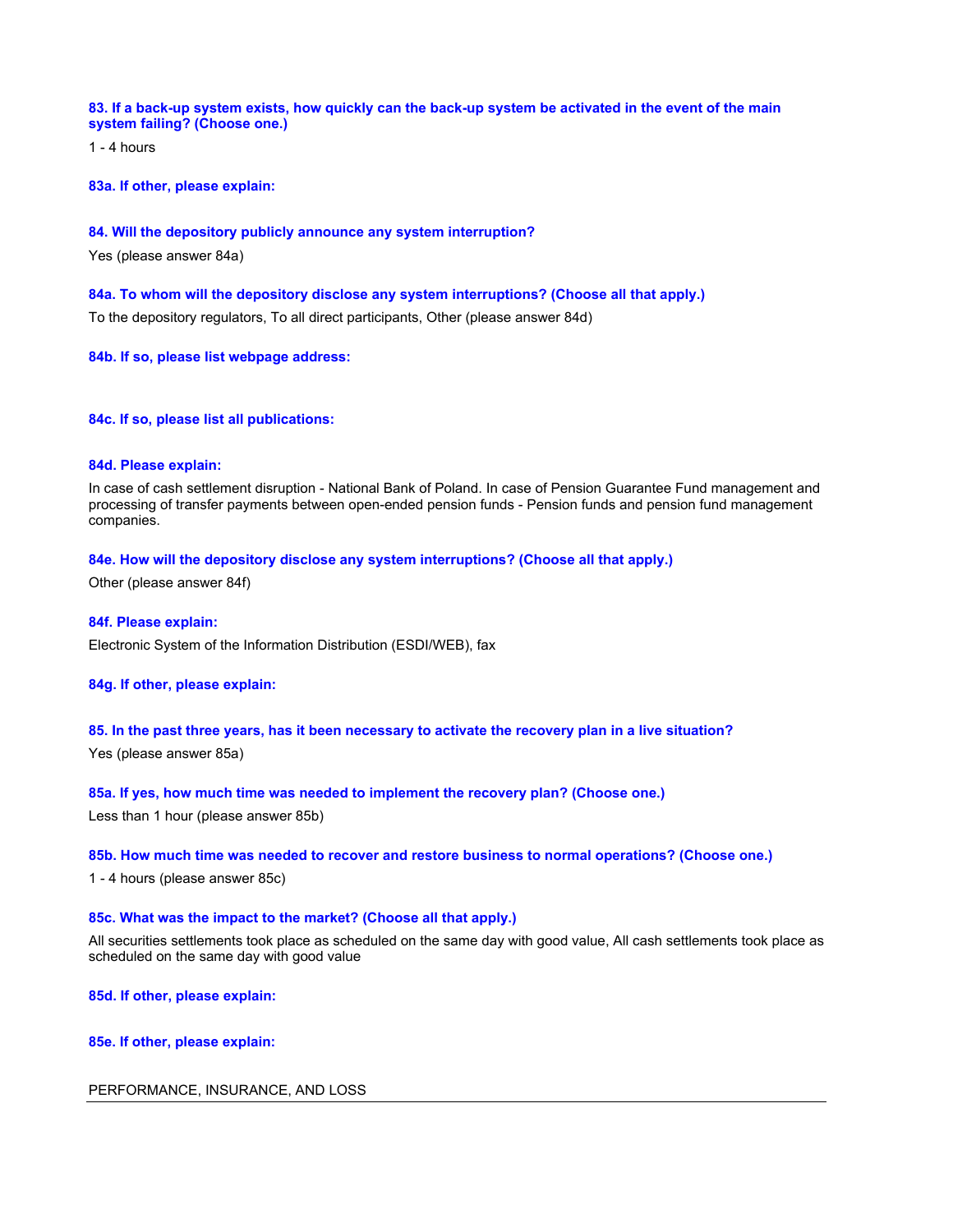**83. If a back-up system exists, how quickly can the back-up system be activated in the event of the main system failing? (Choose one.)**

1 - 4 hours

**83a. If other, please explain:**

**84. Will the depository publicly announce any system interruption?**

Yes (please answer 84a)

**84a. To whom will the depository disclose any system interruptions? (Choose all that apply.)**

To the depository regulators, To all direct participants, Other (please answer 84d)

**84b. If so, please list webpage address:**

**84c. If so, please list all publications:**

**84d. Please explain:**

In case of cash settlement disruption - National Bank of Poland. In case of Pension Guarantee Fund management and processing of transfer payments between open-ended pension funds - Pension funds and pension fund management companies.

**84e. How will the depository disclose any system interruptions? (Choose all that apply.)**

Other (please answer 84f)

**84f. Please explain:**

Electronic System of the Information Distribution (ESDI/WEB), fax

**84g. If other, please explain:**

**85. In the past three years, has it been necessary to activate the recovery plan in a live situation?**

Yes (please answer 85a)

**85a. If yes, how much time was needed to implement the recovery plan? (Choose one.)**

Less than 1 hour (please answer 85b)

**85b. How much time was needed to recover and restore business to normal operations? (Choose one.)**

1 - 4 hours (please answer 85c)

**85c. What was the impact to the market? (Choose all that apply.)**

All securities settlements took place as scheduled on the same day with good value, All cash settlements took place as scheduled on the same day with good value

**85d. If other, please explain:**

**85e. If other, please explain:**

## PERFORMANCE, INSURANCE, AND LOSS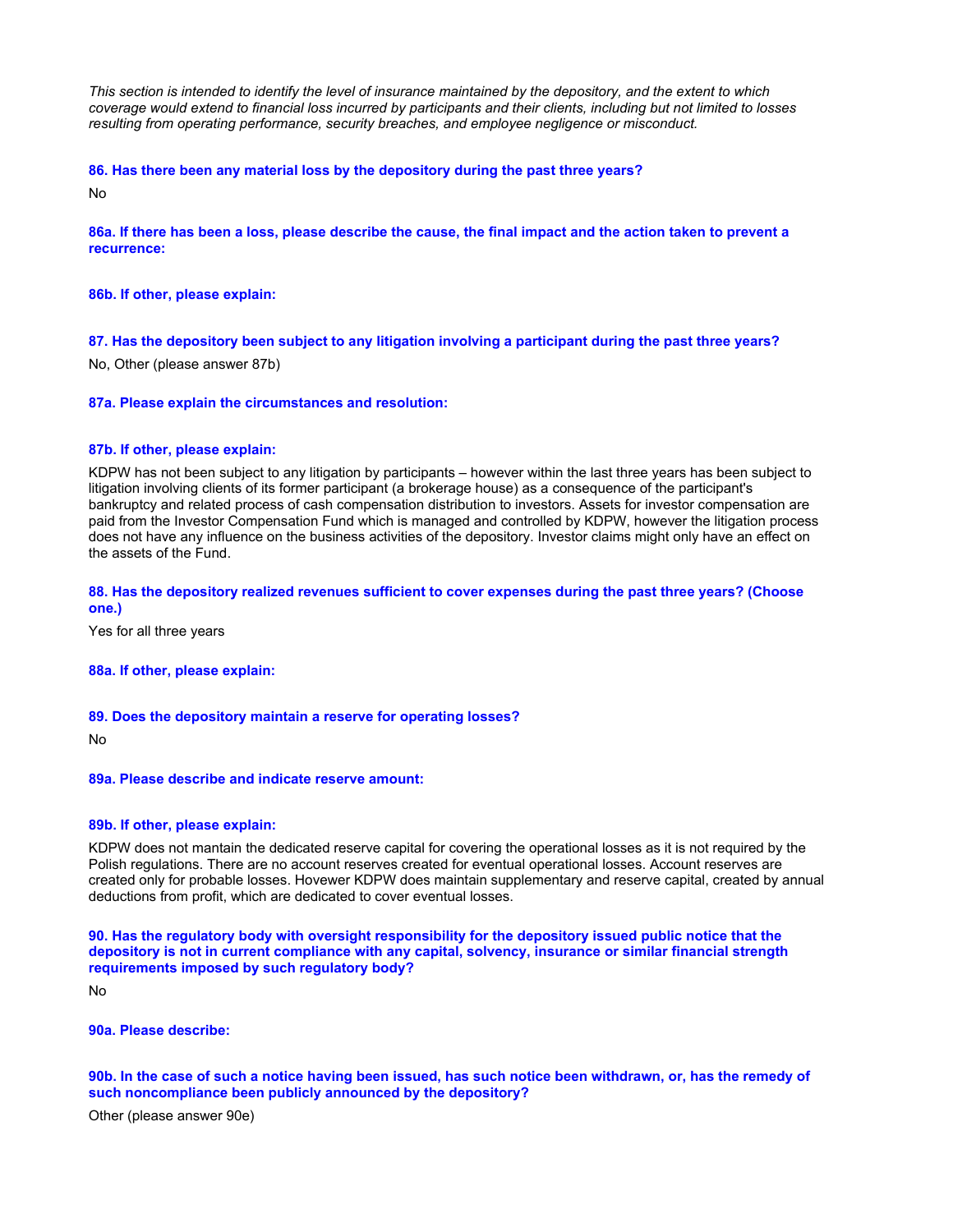*This section is intended to identify the level of insurance maintained by the depository, and the extent to which coverage would extend to financial loss incurred by participants and their clients, including but not limited to losses resulting from operating performance, security breaches, and employee negligence or misconduct.*

**86. Has there been any material loss by the depository during the past three years?**

No

**86a. If there has been a loss, please describe the cause, the final impact and the action taken to prevent a recurrence:**

**86b. If other, please explain:**

**87. Has the depository been subject to any litigation involving a participant during the past three years?**

No, Other (please answer 87b)

**87a. Please explain the circumstances and resolution:**

**87b. If other, please explain:**

KDPW has not been subject to any litigation by participants – however within the last three years has been subject to litigation involving clients of its former participant (a brokerage house) as a consequence of the participant's bankruptcy and related process of cash compensation distribution to investors. Assets for investor compensation are paid from the Investor Compensation Fund which is managed and controlled by KDPW, however the litigation process does not have any influence on the business activities of the depository. Investor claims might only have an effect on the assets of the Fund.

**88. Has the depository realized revenues sufficient to cover expenses during the past three years? (Choose one.)**

Yes for all three years

**88a. If other, please explain:**

**89. Does the depository maintain a reserve for operating losses?**

No

**89a. Please describe and indicate reserve amount:**

**89b. If other, please explain:**

KDPW does not mantain the dedicated reserve capital for covering the operational losses as it is not required by the Polish regulations. There are no account reserves created for eventual operational losses. Account reserves are created only for probable losses. Hovewer KDPW does maintain supplementary and reserve capital, created by annual deductions from profit, which are dedicated to cover eventual losses.

**90. Has the regulatory body with oversight responsibility for the depository issued public notice that the depository is not in current compliance with any capital, solvency, insurance or similar financial strength requirements imposed by such regulatory body?**

No

**90a. Please describe:**

**90b. In the case of such a notice having been issued, has such notice been withdrawn, or, has the remedy of such noncompliance been publicly announced by the depository?**

Other (please answer 90e)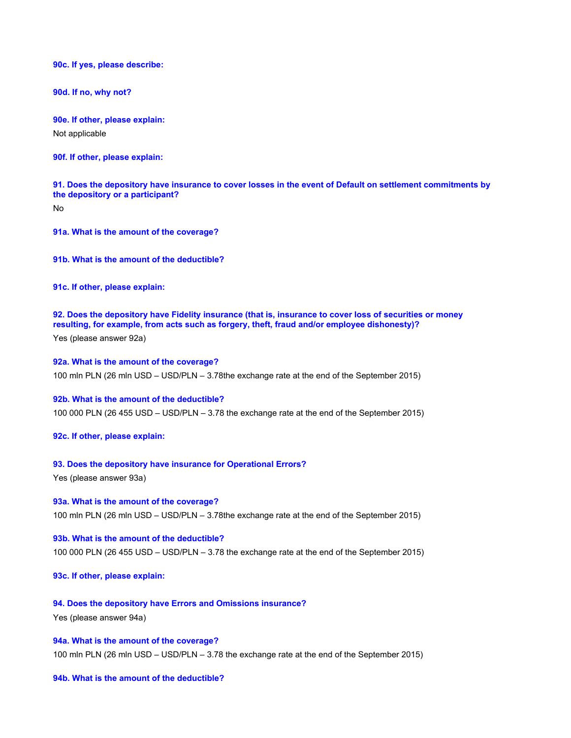**90c. If yes, please describe:**

**90d. If no, why not?**

**90e. If other, please explain:**

Not applicable

**90f. If other, please explain:**

**91. Does the depository have insurance to cover losses in the event of Default on settlement commitments by the depository or a participant?**

No

**91a. What is the amount of the coverage?**

**91b. What is the amount of the deductible?**

**91c. If other, please explain:**

**92. Does the depository have Fidelity insurance (that is, insurance to cover loss of securities or money resulting, for example, from acts such as forgery, theft, fraud and/or employee dishonesty)?**

Yes (please answer 92a)

**92a. What is the amount of the coverage?**

100 mln PLN (26 mln USD – USD/PLN – 3.78the exchange rate at the end of the September 2015)

**92b. What is the amount of the deductible?**

100 000 PLN (26 455 USD – USD/PLN – 3.78 the exchange rate at the end of the September 2015)

**92c. If other, please explain:**

**93. Does the depository have insurance for Operational Errors?**

Yes (please answer 93a)

**93a. What is the amount of the coverage?**

100 mln PLN (26 mln USD – USD/PLN – 3.78the exchange rate at the end of the September 2015)

**93b. What is the amount of the deductible?**

100 000 PLN (26 455 USD – USD/PLN – 3.78 the exchange rate at the end of the September 2015)

**93c. If other, please explain:**

**94. Does the depository have Errors and Omissions insurance?**

Yes (please answer 94a)

**94a. What is the amount of the coverage?**

100 mln PLN (26 mln USD – USD/PLN – 3.78 the exchange rate at the end of the September 2015)

**94b. What is the amount of the deductible?**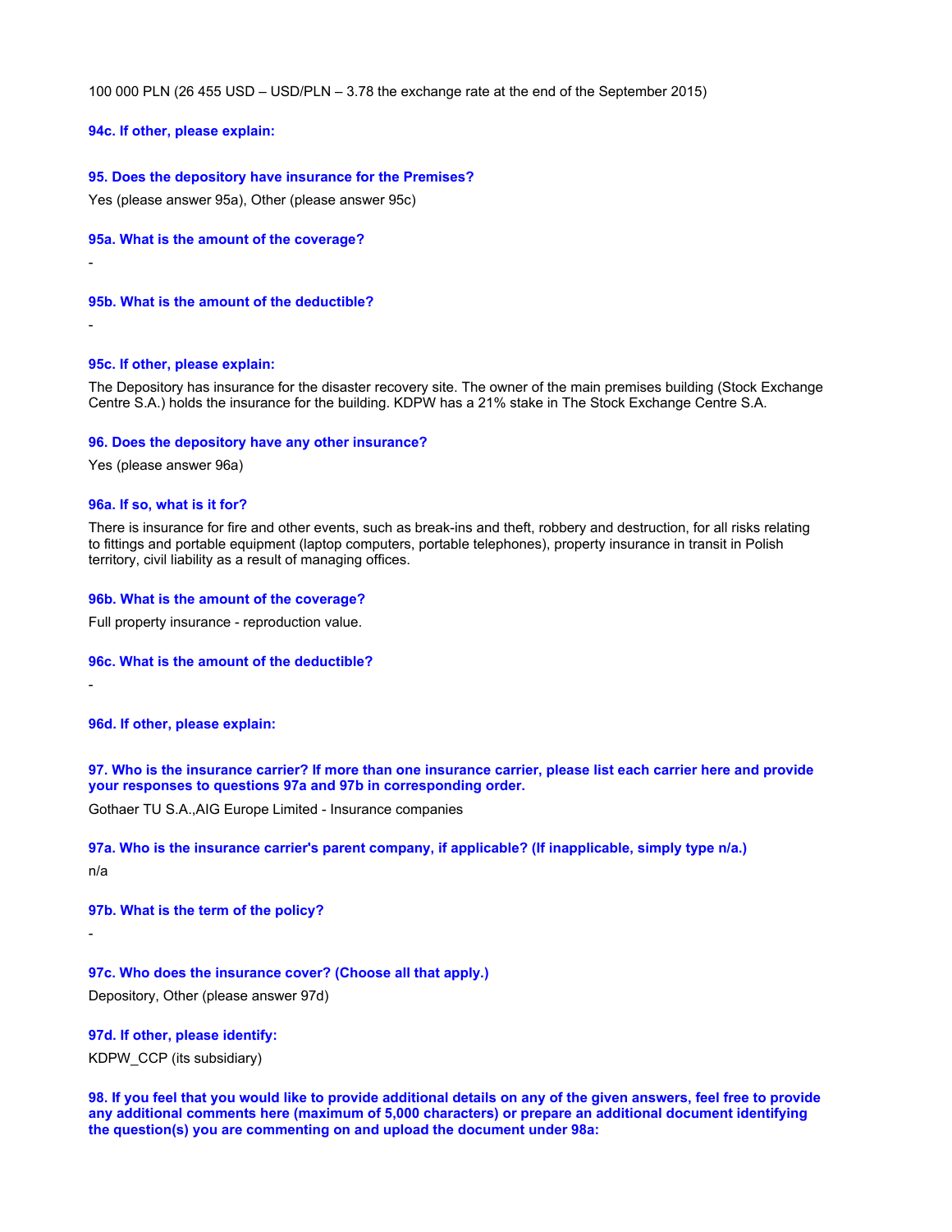100 000 PLN (26 455 USD – USD/PLN – 3.78 the exchange rate at the end of the September 2015)

**94c. If other, please explain:**

**95. Does the depository have insurance for the Premises?**

Yes (please answer 95a), Other (please answer 95c)

**95a. What is the amount of the coverage?**

-

**95b. What is the amount of the deductible?**

-

**95c. If other, please explain:**

The Depository has insurance for the disaster recovery site. The owner of the main premises building (Stock Exchange Centre S.A.) holds the insurance for the building. KDPW has a 21% stake in The Stock Exchange Centre S.A.

**96. Does the depository have any other insurance?**

Yes (please answer 96a)

**96a. If so, what is it for?**

There is insurance for fire and other events, such as break-ins and theft, robbery and destruction, for all risks relating to fittings and portable equipment (laptop computers, portable telephones), property insurance in transit in Polish territory, civil liability as a result of managing offices.

**96b. What is the amount of the coverage?**

Full property insurance - reproduction value.

**96c. What is the amount of the deductible?**

-

**96d. If other, please explain:**

**97. Who is the insurance carrier? If more than one insurance carrier, please list each carrier here and provide your responses to questions 97a and 97b in corresponding order.**

Gothaer TU S.A.,AIG Europe Limited - Insurance companies

**97a. Who is the insurance carrier's parent company, if applicable? (If inapplicable, simply type n/a.)**

n/a

**97b. What is the term of the policy?**

-

**97c. Who does the insurance cover? (Choose all that apply.)**

Depository, Other (please answer 97d)

**97d. If other, please identify:**

KDPW_CCP (its subsidiary)

**98. If you feel that you would like to provide additional details on any of the given answers, feel free to provide any additional comments here (maximum of 5,000 characters) or prepare an additional document identifying the question(s) you are commenting on and upload the document under 98a:**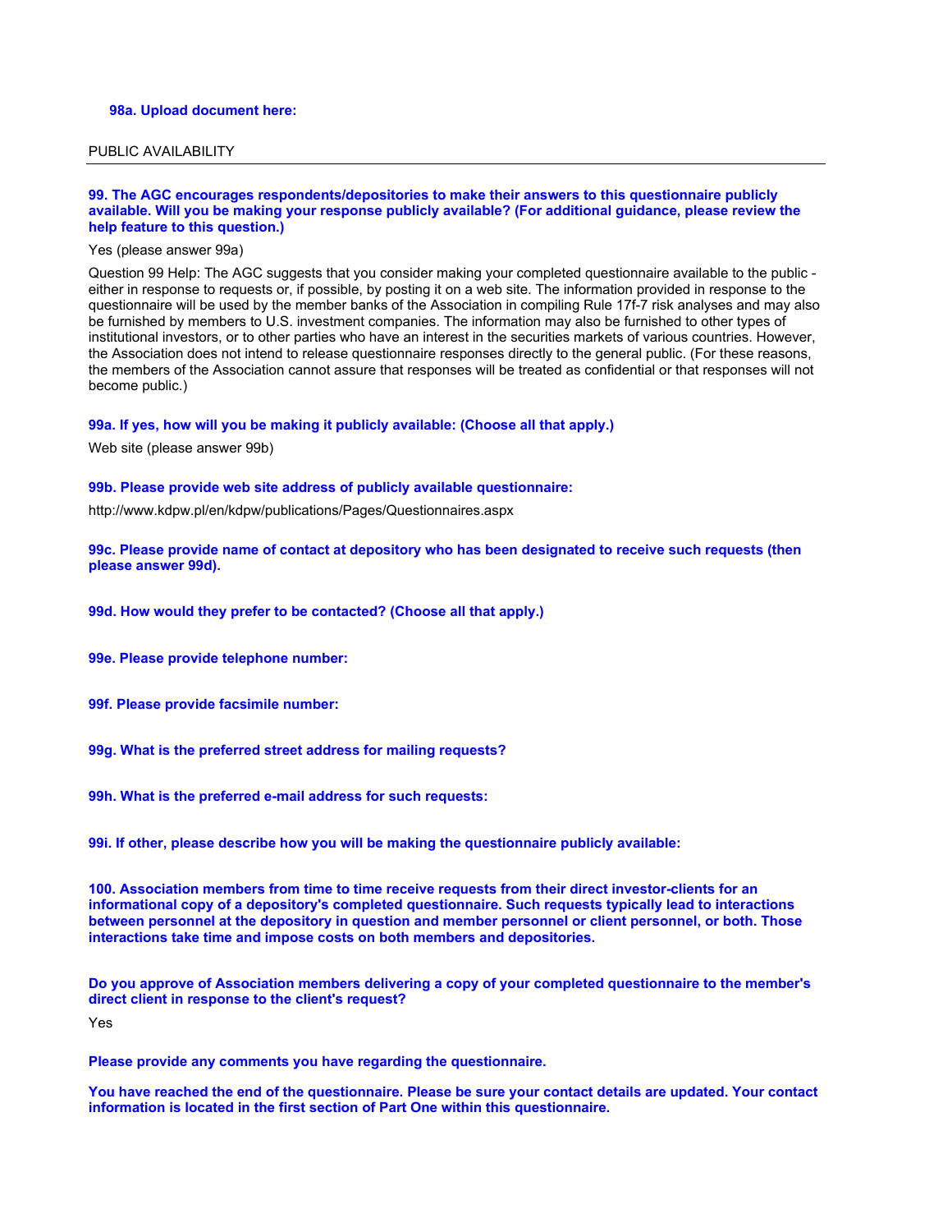**98a. Upload document here:**

PUBLIC AVAILABILITY

**99. The AGC encourages respondents/depositories to make their answers to this questionnaire publicly available. Will you be making your response publicly available? (For additional guidance, please review the help feature to this question.)**

Yes (please answer 99a)

Question 99 Help: The AGC suggests that you consider making your completed questionnaire available to the public - either in response to requests or, if possible, by posting it on a web site. The information provided in response to the questionnaire will be used by the member banks of the Association in compiling Rule 17f-7 risk analyses and may also be furnished by members to U.S. investment companies. The information may also be furnished to other types of institutional investors, or to other parties who have an interest in the securities markets of various countries. However, the Association does not intend to release questionnaire responses directly to the general public. (For these reasons, the members of the Association cannot assure that responses will be treated as confidential or that responses will not become public.)

**99a. If yes, how will you be making it publicly available: (Choose all that apply.)**

Web site (please answer 99b)

**99b. Please provide web site address of publicly available questionnaire:**

http://www.kdpw.pl/en/kdpw/publications/Pages/Questionnaires.aspx

**99c. Please provide name of contact at depository who has been designated to receive such requests (then please answer 99d).**

**99d. How would they prefer to be contacted? (Choose all that apply.)**

**99e. Please provide telephone number:**

**99f. Please provide facsimile number:**

**99g. What is the preferred street address for mailing requests?**

**99h. What is the preferred e-mail address for such requests:**

**99i. If other, please describe how you will be making the questionnaire publicly available:**

**100. Association members from time to time receive requests from their direct investor-clients for an informational copy of a depository's completed questionnaire. Such requests typically lead to interactions between personnel at the depository in question and member personnel or client personnel, or both. Those interactions take time and impose costs on both members and depositories.**

**Do you approve of Association members delivering a copy of your completed questionnaire to the member's direct client in response to the client's request?**

Yes

**Please provide any comments you have regarding the questionnaire.**

**You have reached the end of the questionnaire. Please be sure your contact details are updated. Your contact information is located in the first section of Part One within this questionnaire.**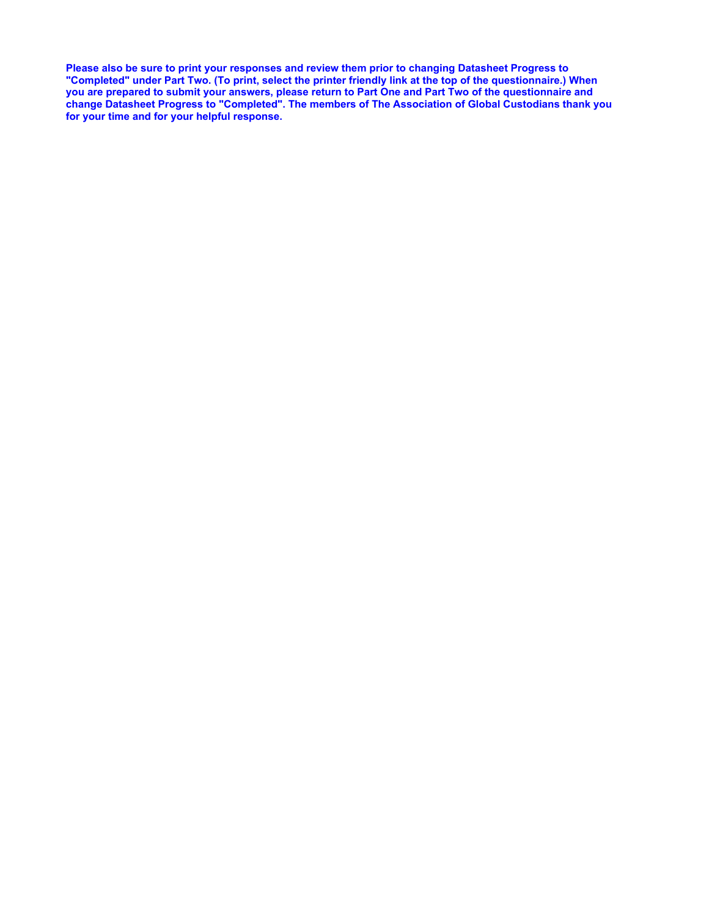**Please also be sure to print your responses and review them prior to changing Datasheet Progress to "Completed" under Part Two. (To print, select the printer friendly link at the top of the questionnaire.) When you are prepared to submit your answers, please return to Part One and Part Two of the questionnaire and change Datasheet Progress to "Completed". The members of The Association of Global Custodians thank you for your time and for your helpful response.**